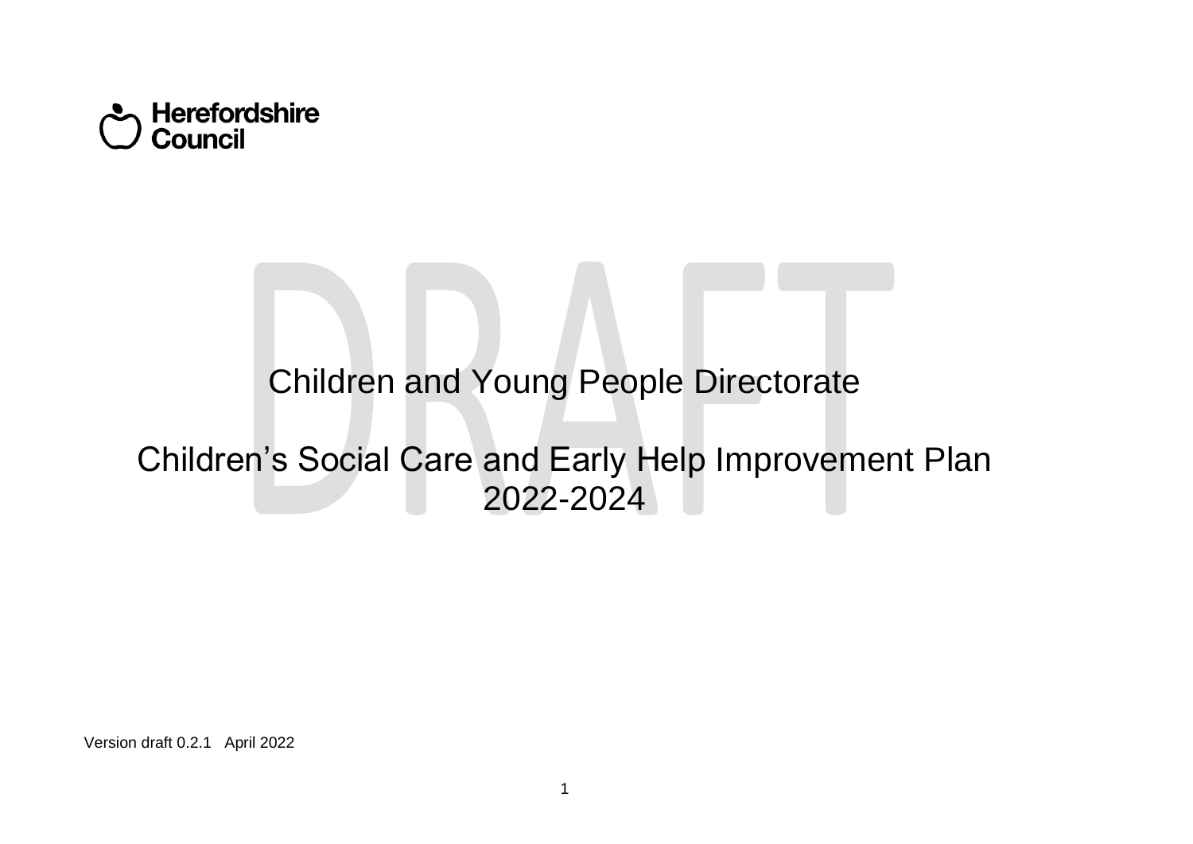Herefordshire Council

DRAFT

# Children and Young People Directorate

# Children's Social Care and Early Help Improvement Plan 2022-2024

Version draft 0.2.1 April 2022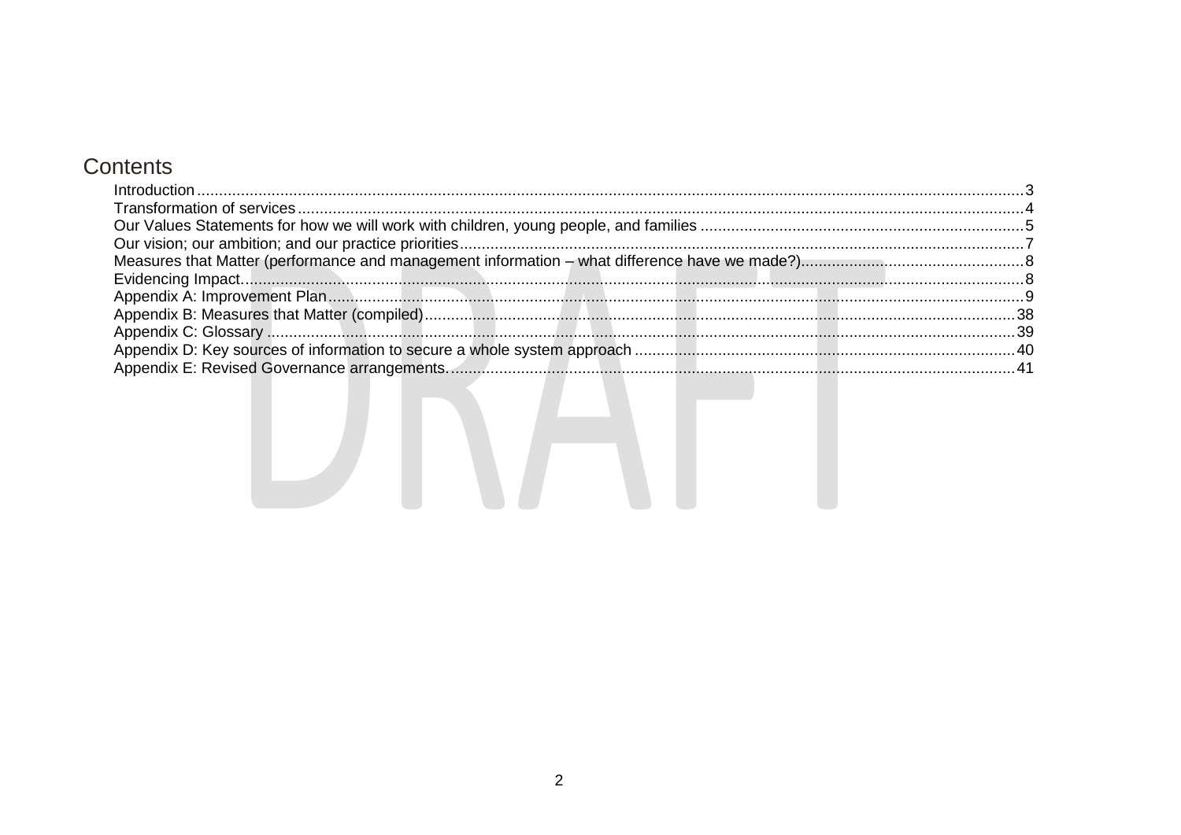# Contents

- Introduction ... 3
- Transformation of services ... 4
- Our Values Statements for how we will work with children, young people, and families ... 5
- Our vision; our ambition; and our practice priorities ... 7
- Measures that Matter (performance and management information – what difference have we made?) ... 8
- Evidencing Impact ... 8
- Appendix A: Improvement Plan ... 9
- Appendix B: Measures that Matter (compiled) ... 38
- Appendix C: Glossary ... 39
- Appendix D: Key sources of information to secure a whole system approach ... 40
- Appendix E: Revised Governance arrangements ... 41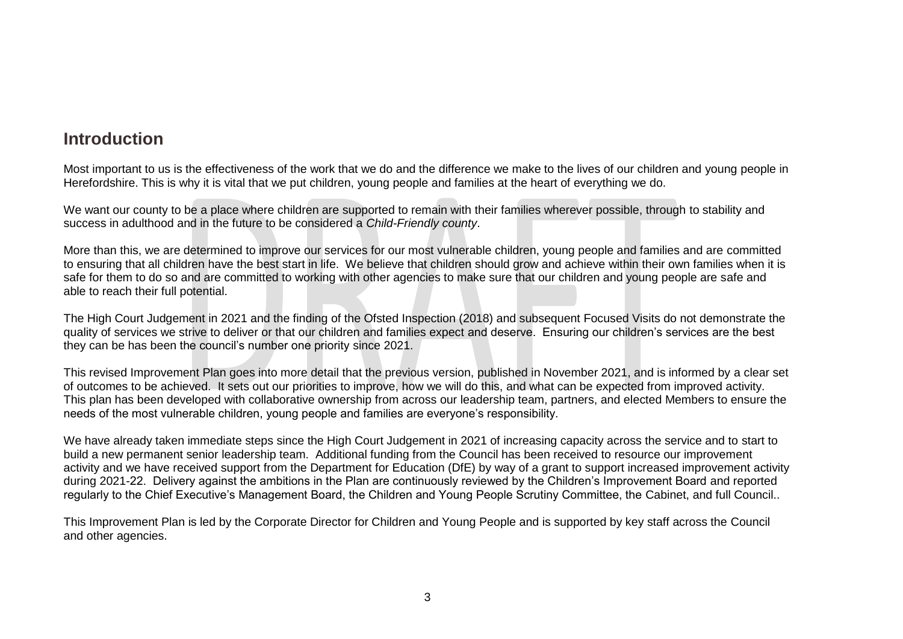## Introduction

Most important to us is the effectiveness of the work that we do and the difference we make to the lives of our children and young people in Herefordshire. This is why it is vital that we put children, young people and families at the heart of everything we do.

We want our county to be a place where children are supported to remain with their families wherever possible, through to stability and success in adulthood and in the future to be considered a *Child-Friendly county*.

More than this, we are determined to improve our services for our most vulnerable children, young people and families and are committed to ensuring that all children have the best start in life. We believe that children should grow and achieve within their own families when it is safe for them to do so and are committed to working with other agencies to make sure that our children and young people are safe and able to reach their full potential.

The High Court Judgement in 2021 and the finding of the Ofsted Inspection (2018) and subsequent Focused Visits do not demonstrate the quality of services we strive to deliver or that our children and families expect and deserve. Ensuring our children's services are the best they can be has been the council's number one priority since 2021.

This revised Improvement Plan goes into more detail that the previous version, published in November 2021, and is informed by a clear set of outcomes to be achieved. It sets out our priorities to improve, how we will do this, and what can be expected from improved activity. This plan has been developed with collaborative ownership from across our leadership team, partners, and elected Members to ensure the needs of the most vulnerable children, young people and families are everyone's responsibility.

We have already taken immediate steps since the High Court Judgement in 2021 of increasing capacity across the service and to start to build a new permanent senior leadership team. Additional funding from the Council has been received to resource our improvement activity and we have received support from the Department for Education (DfE) by way of a grant to support increased improvement activity during 2021-22. Delivery against the ambitions in the Plan are continuously reviewed by the Children's Improvement Board and reported regularly to the Chief Executive's Management Board, the Children and Young People Scrutiny Committee, the Cabinet, and full Council..

This Improvement Plan is led by the Corporate Director for Children and Young People and is supported by key staff across the Council and other agencies.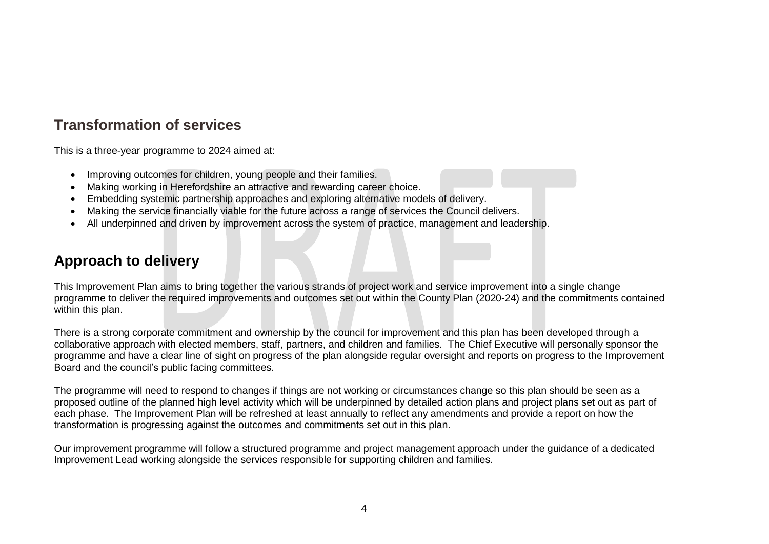## Transformation of services

This is a three-year programme to 2024 aimed at:

- Improving outcomes for children, young people and their families.
- Making working in Herefordshire an attractive and rewarding career choice.
- Embedding systemic partnership approaches and exploring alternative models of delivery.
- Making the service financially viable for the future across a range of services the Council delivers.
- All underpinned and driven by improvement across the system of practice, management and leadership.

## Approach to delivery

This Improvement Plan aims to bring together the various strands of project work and service improvement into a single change programme to deliver the required improvements and outcomes set out within the County Plan (2020-24) and the commitments contained within this plan.

There is a strong corporate commitment and ownership by the council for improvement and this plan has been developed through a collaborative approach with elected members, staff, partners, and children and families. The Chief Executive will personally sponsor the programme and have a clear line of sight on progress of the plan alongside regular oversight and reports on progress to the Improvement Board and the council's public facing committees.

The programme will need to respond to changes if things are not working or circumstances change so this plan should be seen as a proposed outline of the planned high level activity which will be underpinned by detailed action plans and project plans set out as part of each phase. The Improvement Plan will be refreshed at least annually to reflect any amendments and provide a report on how the transformation is progressing against the outcomes and commitments set out in this plan.

Our improvement programme will follow a structured programme and project management approach under the guidance of a dedicated Improvement Lead working alongside the services responsible for supporting children and families.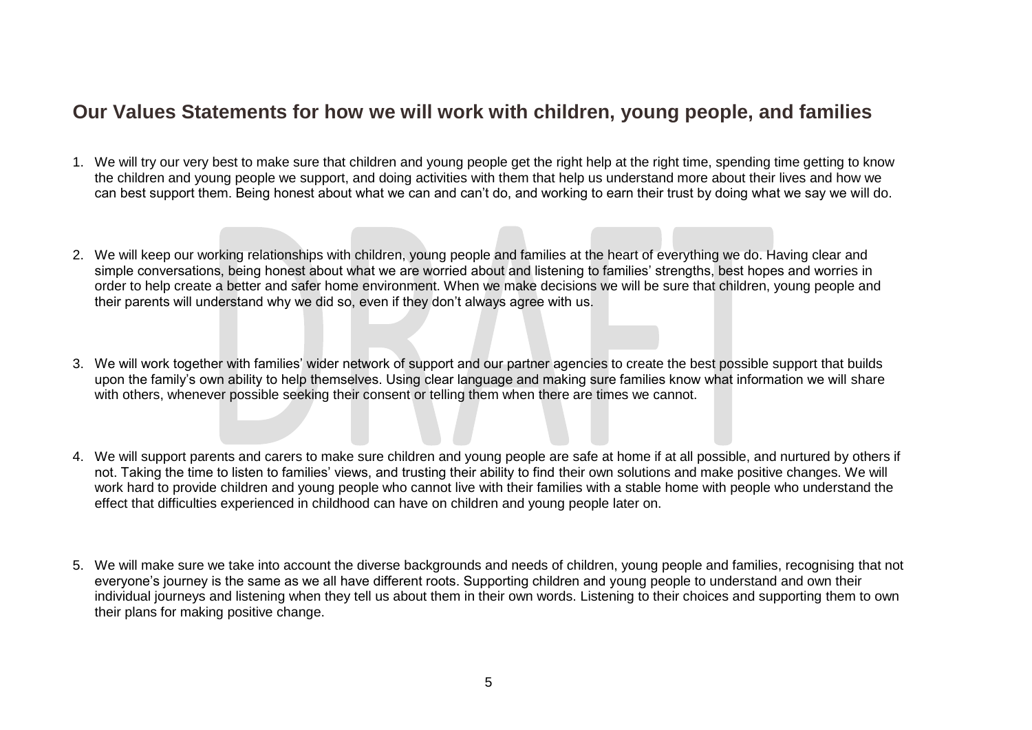## Our Values Statements for how we will work with children, young people, and families

1. We will try our very best to make sure that children and young people get the right help at the right time, spending time getting to know the children and young people we support, and doing activities with them that help us understand more about their lives and how we can best support them. Being honest about what we can and can't do, and working to earn their trust by doing what we say we will do.

2. We will keep our working relationships with children, young people and families at the heart of everything we do. Having clear and simple conversations, being honest about what we are worried about and listening to families' strengths, best hopes and worries in order to help create a better and safer home environment. When we make decisions we will be sure that children, young people and their parents will understand why we did so, even if they don't always agree with us.

3. We will work together with families' wider network of support and our partner agencies to create the best possible support that builds upon the family's own ability to help themselves. Using clear language and making sure families know what information we will share with others, whenever possible seeking their consent or telling them when there are times we cannot.

4. We will support parents and carers to make sure children and young people are safe at home if at all possible, and nurtured by others if not. Taking the time to listen to families' views, and trusting their ability to find their own solutions and make positive changes. We will work hard to provide children and young people who cannot live with their families with a stable home with people who understand the effect that difficulties experienced in childhood can have on children and young people later on.

5. We will make sure we take into account the diverse backgrounds and needs of children, young people and families, recognising that not everyone's journey is the same as we all have different roots. Supporting children and young people to understand and own their individual journeys and listening when they tell us about them in their own words. Listening to their choices and supporting them to own their plans for making positive change.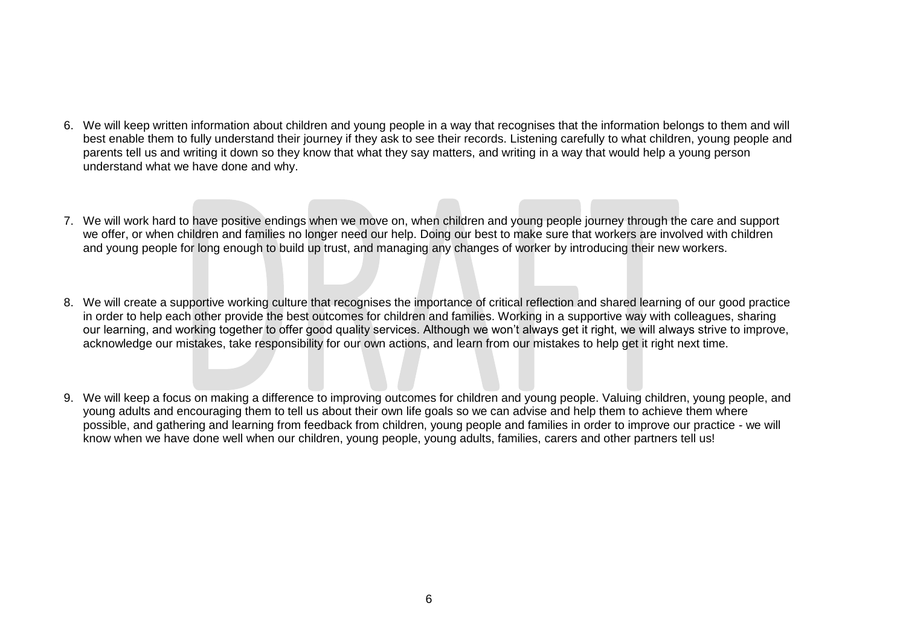6. We will keep written information about children and young people in a way that recognises that the information belongs to them and will best enable them to fully understand their journey if they ask to see their records. Listening carefully to what children, young people and parents tell us and writing it down so they know that what they say matters, and writing in a way that would help a young person understand what we have done and why.

7. We will work hard to have positive endings when we move on, when children and young people journey through the care and support we offer, or when children and families no longer need our help. Doing our best to make sure that workers are involved with children and young people for long enough to build up trust, and managing any changes of worker by introducing their new workers.

8. We will create a supportive working culture that recognises the importance of critical reflection and shared learning of our good practice in order to help each other provide the best outcomes for children and families. Working in a supportive way with colleagues, sharing our learning, and working together to offer good quality services. Although we won't always get it right, we will always strive to improve, acknowledge our mistakes, take responsibility for our own actions, and learn from our mistakes to help get it right next time.

9. We will keep a focus on making a difference to improving outcomes for children and young people. Valuing children, young people, and young adults and encouraging them to tell us about their own life goals so we can advise and help them to achieve them where possible, and gathering and learning from feedback from children, young people and families in order to improve our practice - we will know when we have done well when our children, young people, young adults, families, carers and other partners tell us!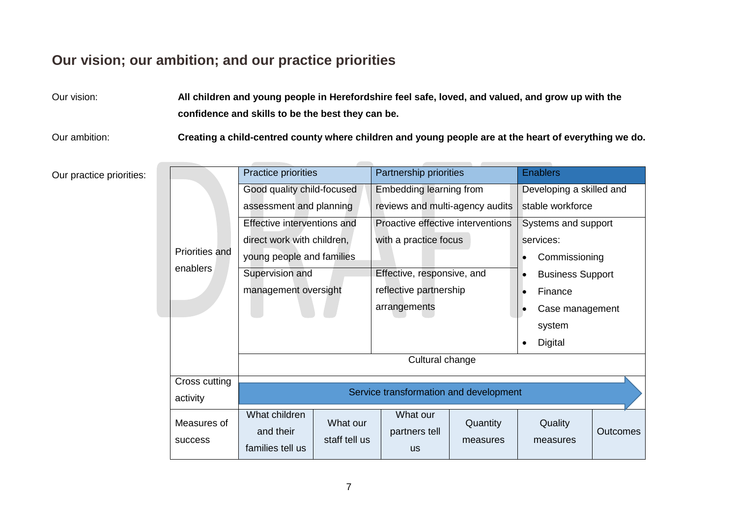## Our vision; our ambition; and our practice priorities

Our vision: **All children and young people in Herefordshire feel safe, loved, and valued, and grow up with the confidence and skills to be the best they can be.**

Our ambition: **Creating a child-centred county where children and young people are at the heart of everything we do.**

Our practice priorities:

| | Practice priorities | | Partnership priorities | | Enablers | |
|---|---|---|---|---|---|---|
| Priorities and enablers | Good quality child-focused assessment and planning | | Embedding learning from reviews and multi-agency audits | | Developing a skilled and stable workforce | |
| | Effective interventions and direct work with children, young people and families | | Proactive effective interventions with a practice focus | | Systems and support services: • Commissioning • Business Support • Finance • Case management system • Digital | |
| | Supervision and management oversight | | Effective, responsive, and reflective partnership arrangements | | | |
| | Cultural change | | | | | |
| Cross cutting activity | Service transformation and development | | | | | |
| Measures of success | What children and their families tell us | What our staff tell us | What our partners tell us | Quantity measures | Quality measures | Outcomes |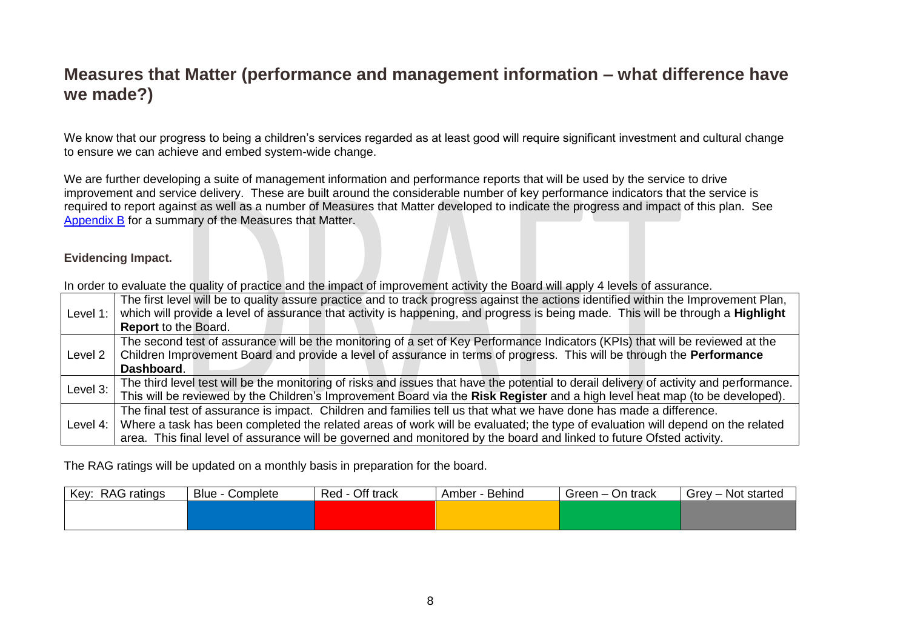## Measures that Matter (performance and management information – what difference have we made?)

We know that our progress to being a children's services regarded as at least good will require significant investment and cultural change to ensure we can achieve and embed system-wide change.

We are further developing a suite of management information and performance reports that will be used by the service to drive improvement and service delivery. These are built around the considerable number of key performance indicators that the service is required to report against as well as a number of Measures that Matter developed to indicate the progress and impact of this plan. See [Appendix B](#) for a summary of the Measures that Matter.

### Evidencing Impact.

In order to evaluate the quality of practice and the impact of improvement activity the Board will apply 4 levels of assurance.

| | |
|---|---|
| Level 1: | The first level will be to quality assure practice and to track progress against the actions identified within the Improvement Plan, which will provide a level of assurance that activity is happening, and progress is being made. This will be through a **Highlight Report** to the Board. |
| Level 2 | The second test of assurance will be the monitoring of a set of Key Performance Indicators (KPIs) that will be reviewed at the Children Improvement Board and provide a level of assurance in terms of progress. This will be through the **Performance Dashboard**. |
| Level 3: | The third level test will be the monitoring of risks and issues that have the potential to derail delivery of activity and performance. This will be reviewed by the Children's Improvement Board via the **Risk Register** and a high level heat map (to be developed). |
| Level 4: | The final test of assurance is impact. Children and families tell us that what we have done has made a difference. Where a task has been completed the related areas of work will be evaluated; the type of evaluation will depend on the related area. This final level of assurance will be governed and monitored by the board and linked to future Ofsted activity. |

The RAG ratings will be updated on a monthly basis in preparation for the board.

| Key: RAG ratings | Blue - Complete | Red - Off track | Amber - Behind | Green – On track | Grey – Not started |
|---|---|---|---|---|---|
| | | | | | |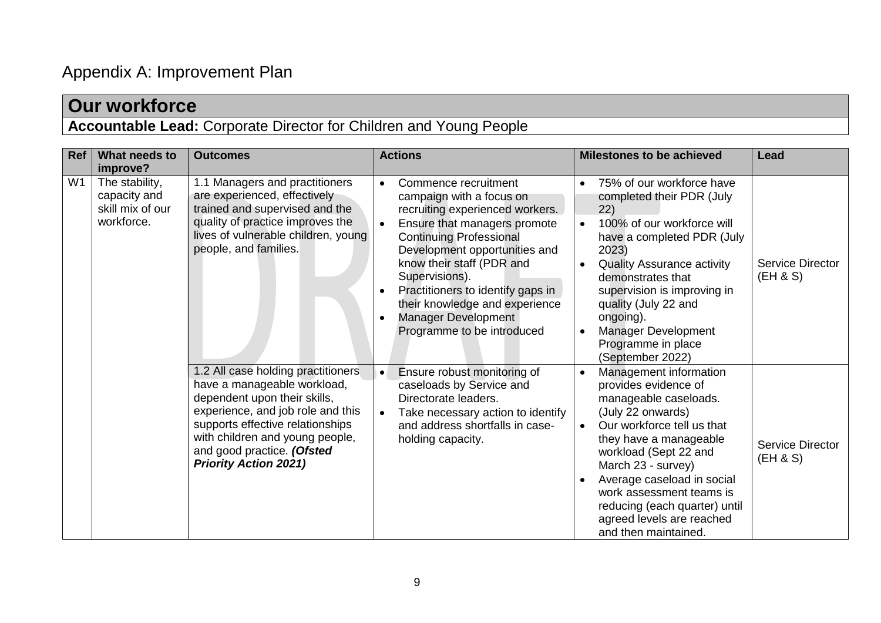# Appendix A: Improvement Plan

## Our workforce

**Accountable Lead:** Corporate Director for Children and Young People

| Ref | What needs to improve? | Outcomes | Actions | Milestones to be achieved | Lead |
|---|---|---|---|---|---|
| W1 | The stability, capacity and skill mix of our workforce. | 1.1 Managers and practitioners are experienced, effectively trained and supervised and the quality of practice improves the lives of vulnerable children, young people, and families. | <ul><li>Commence recruitment campaign with a focus on recruiting experienced workers.</li><li>Ensure that managers promote Continuing Professional Development opportunities and know their staff (PDR and Supervisions).</li><li>Practitioners to identify gaps in their knowledge and experience</li><li>Manager Development Programme to be introduced</li></ul> | <ul><li>75% of our workforce have completed their PDR (July 22)</li><li>100% of our workforce will have a completed PDR (July 2023)</li><li>Quality Assurance activity demonstrates that supervision is improving in quality (July 22 and ongoing).</li><li>Manager Development Programme in place (September 2022)</li></ul> | Service Director (EH & S) |
| | | 1.2 All case holding practitioners have a manageable workload, dependent upon their skills, experience, and job role and this supports effective relationships with children and young people, and good practice. ***(Ofsted Priority Action 2021)*** | <ul><li>Ensure robust monitoring of caseloads by Service and Directorate leaders.</li><li>Take necessary action to identify and address shortfalls in case-holding capacity.</li></ul> | <ul><li>Management information provides evidence of manageable caseloads. (July 22 onwards)</li><li>Our workforce tell us that they have a manageable workload (Sept 22 and March 23 - survey)</li><li>Average caseload in social work assessment teams is reducing (each quarter) until agreed levels are reached and then maintained.</li></ul> | Service Director (EH & S) |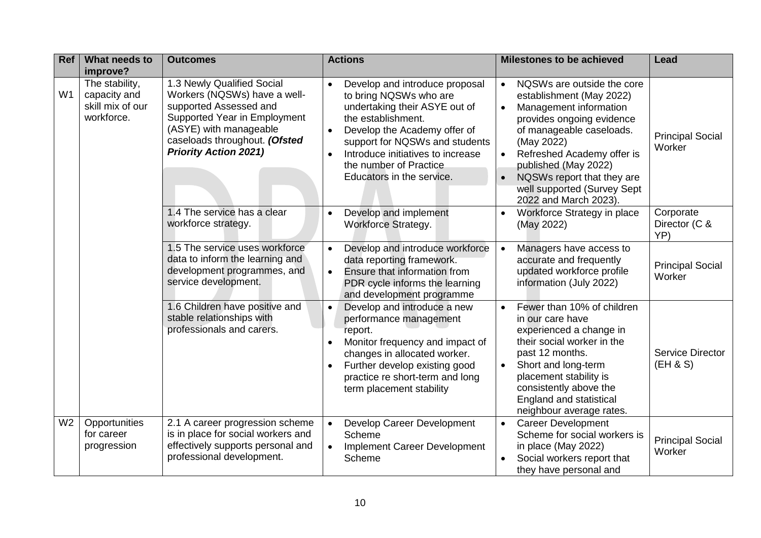| Ref | What needs to improve? | Outcomes | Actions | Milestones to be achieved | Lead |
|---|---|---|---|---|---|
| W1 | The stability, capacity and skill mix of our workforce. | 1.3 Newly Qualified Social Workers (NQSWs) have a well-supported Assessed and Supported Year in Employment (ASYE) with manageable caseloads throughout. ***(Ofsted Priority Action 2021)*** | • Develop and introduce proposal to bring NQSWs who are undertaking their ASYE out of the establishment.<br>• Develop the Academy offer of support for NQSWs and students<br>• Introduce initiatives to increase the number of Practice Educators in the service. | • NQSWs are outside the core establishment (May 2022)<br>• Management information provides ongoing evidence of manageable caseloads. (May 2022)<br>• Refreshed Academy offer is published (May 2022)<br>• NQSWs report that they are well supported (Survey Sept 2022 and March 2023). | Principal Social Worker |
| | | 1.4 The service has a clear workforce strategy. | • Develop and implement Workforce Strategy. | • Workforce Strategy in place (May 2022) | Corporate Director (C & YP) |
| | | 1.5 The service uses workforce data to inform the learning and development programmes, and service development. | • Develop and introduce workforce data reporting framework.<br>• Ensure that information from PDR cycle informs the learning and development programme | • Managers have access to accurate and frequently updated workforce profile information (July 2022) | Principal Social Worker |
| | | 1.6 Children have positive and stable relationships with professionals and carers. | • Develop and introduce a new performance management report.<br>• Monitor frequency and impact of changes in allocated worker.<br>• Further develop existing good practice re short-term and long term placement stability | • Fewer than 10% of children in our care have experienced a change in their social worker in the past 12 months.<br>• Short and long-term placement stability is consistently above the England and statistical neighbour average rates. | Service Director (EH & S) |
| W2 | Opportunities for career progression | 2.1 A career progression scheme is in place for social workers and effectively supports personal and professional development. | • Develop Career Development Scheme<br>• Implement Career Development Scheme | • Career Development Scheme for social workers is in place (May 2022)<br>• Social workers report that they have personal and | Principal Social Worker |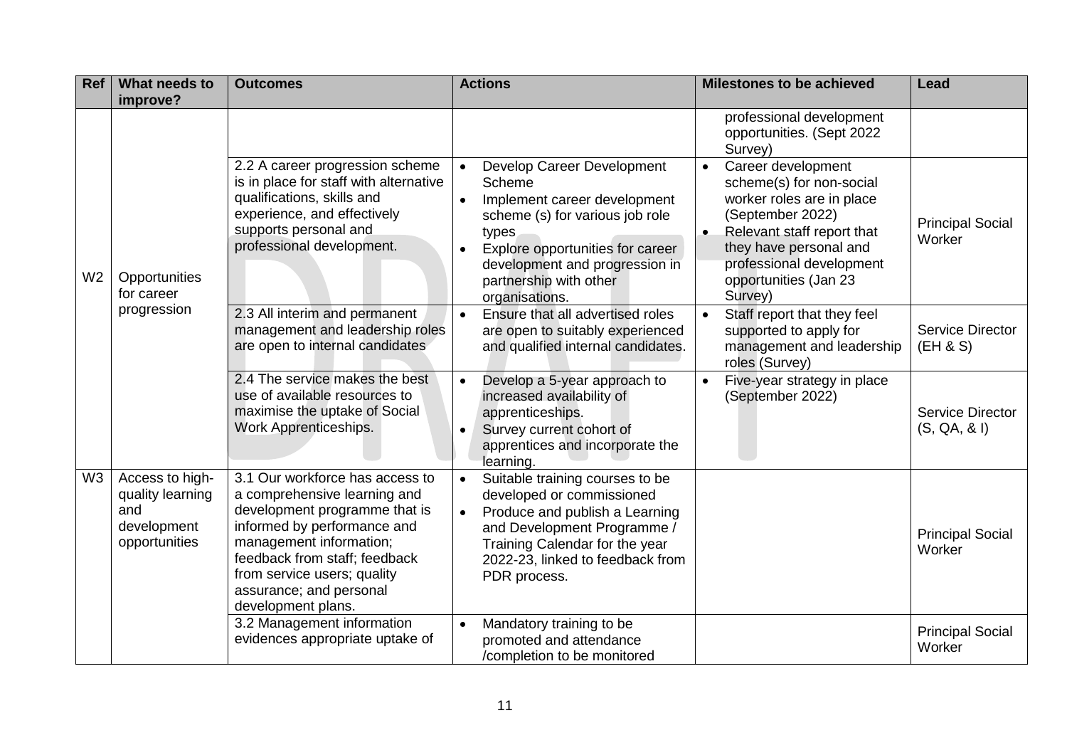| Ref | What needs to improve? | Outcomes | Actions | Milestones to be achieved | Lead |
|---|---|---|---|---|---|
| | | | | professional development opportunities. (Sept 2022 Survey) | |
| W2 | Opportunities for career progression | 2.2 A career progression scheme is in place for staff with alternative qualifications, skills and experience, and effectively supports personal and professional development. | • Develop Career Development Scheme<br>• Implement career development scheme (s) for various job role types<br>• Explore opportunities for career development and progression in partnership with other organisations. | • Career development scheme(s) for non-social worker roles are in place (September 2022)<br>• Relevant staff report that they have personal and professional development opportunities (Jan 23 Survey) | Principal Social Worker |
| | | 2.3 All interim and permanent management and leadership roles are open to internal candidates | • Ensure that all advertised roles are open to suitably experienced and qualified internal candidates. | • Staff report that they feel supported to apply for management and leadership roles (Survey) | Service Director (EH & S) |
| | | 2.4 The service makes the best use of available resources to maximise the uptake of Social Work Apprenticeships. | • Develop a 5-year approach to increased availability of apprenticeships.<br>• Survey current cohort of apprentices and incorporate the learning. | • Five-year strategy in place (September 2022) | Service Director (S, QA, & I) |
| W3 | Access to high-quality learning and development opportunities | 3.1 Our workforce has access to a comprehensive learning and development programme that is informed by performance and management information; feedback from staff; feedback from service users; quality assurance; and personal development plans. | • Suitable training courses to be developed or commissioned<br>• Produce and publish a Learning and Development Programme / Training Calendar for the year 2022-23, linked to feedback from PDR process. | | Principal Social Worker |
| | | 3.2 Management information evidences appropriate uptake of | • Mandatory training to be promoted and attendance /completion to be monitored | | Principal Social Worker |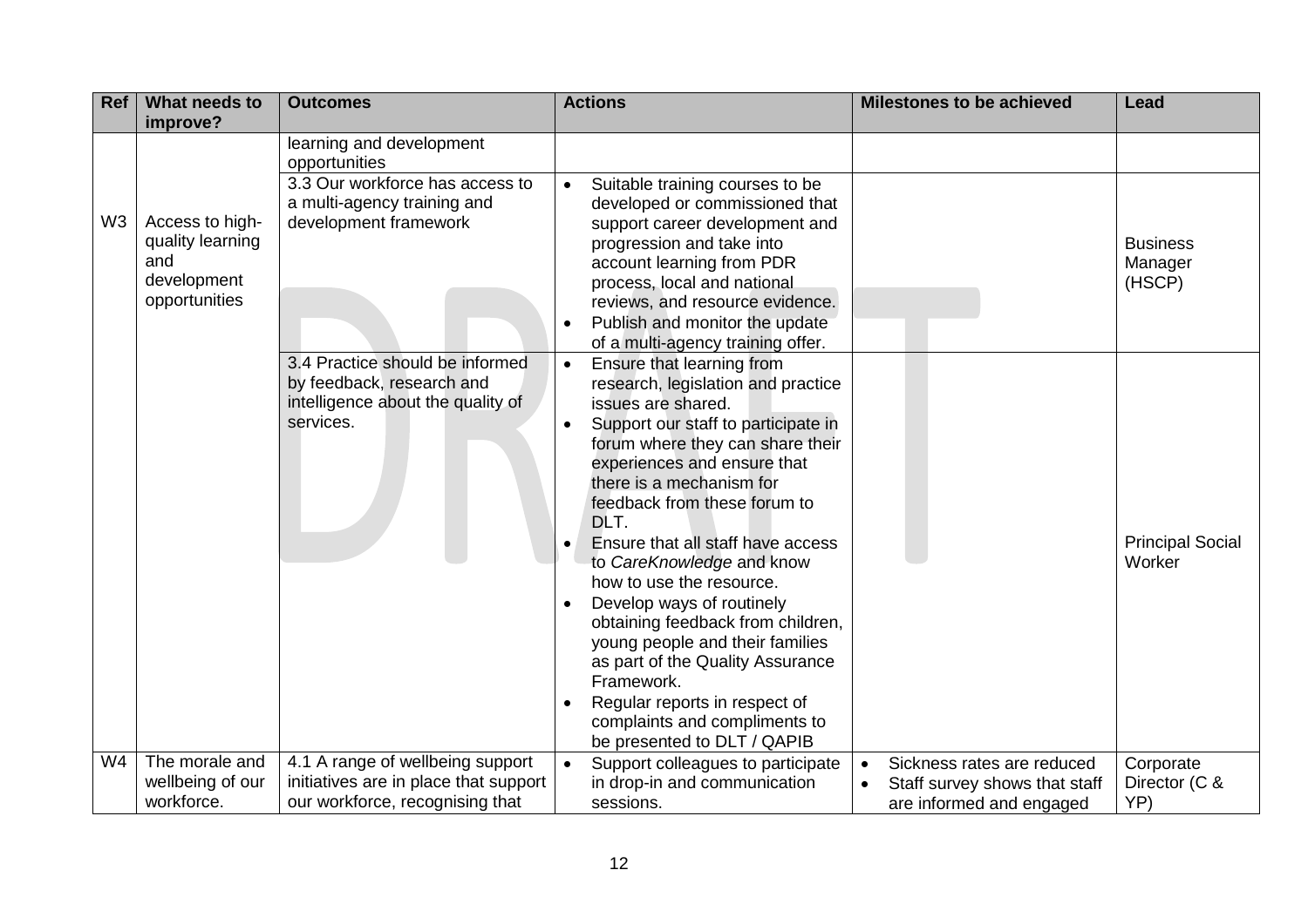| Ref | What needs to improve? | Outcomes | Actions | Milestones to be achieved | Lead |
|---|---|---|---|---|---|
| | | learning and development opportunities | | | |
| W3 | Access to high-quality learning and development opportunities | 3.3 Our workforce has access to a multi-agency training and development framework | • Suitable training courses to be developed or commissioned that support career development and progression and take into account learning from PDR process, local and national reviews, and resource evidence.<br>• Publish and monitor the update of a multi-agency training offer. | | Business Manager (HSCP) |
| | | 3.4 Practice should be informed by feedback, research and intelligence about the quality of services. | • Ensure that learning from research, legislation and practice issues are shared.<br>• Support our staff to participate in forum where they can share their experiences and ensure that there is a mechanism for feedback from these forum to DLT.<br>• Ensure that all staff have access to *CareKnowledge* and know how to use the resource.<br>• Develop ways of routinely obtaining feedback from children, young people and their families as part of the Quality Assurance Framework.<br>• Regular reports in respect of complaints and compliments to be presented to DLT / QAPIB | | Principal Social Worker |
| W4 | The morale and wellbeing of our workforce. | 4.1 A range of wellbeing support initiatives are in place that support our workforce, recognising that | • Support colleagues to participate in drop-in and communication sessions. | • Sickness rates are reduced<br>• Staff survey shows that staff are informed and engaged | Corporate Director (C & YP) |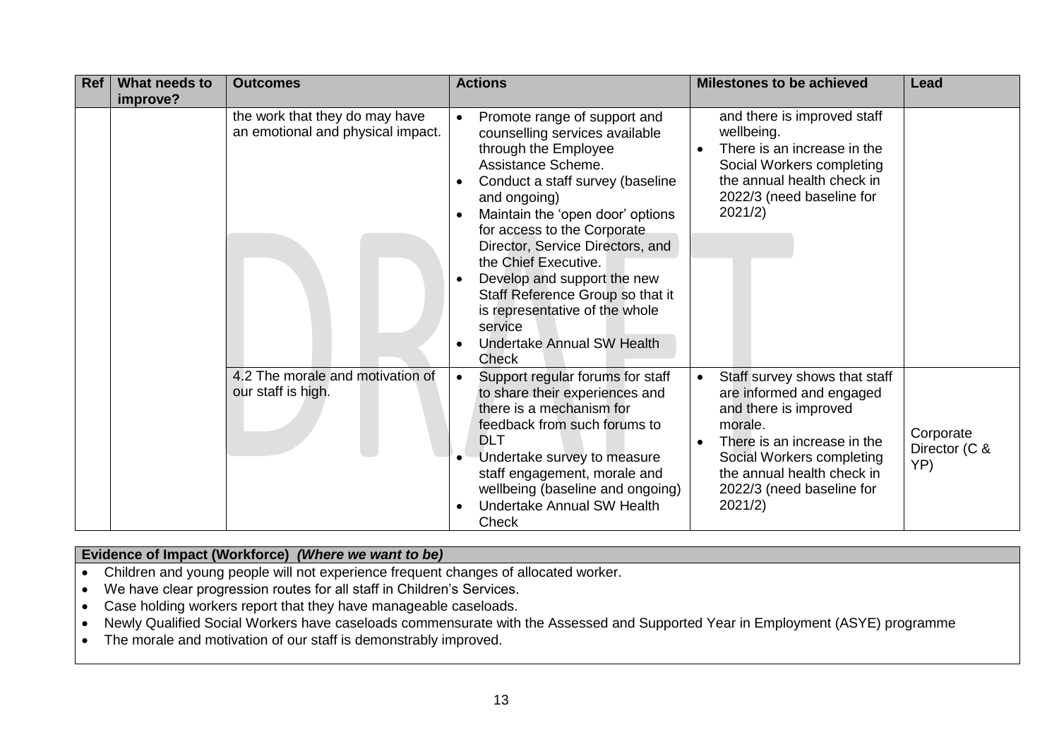| Ref | What needs to improve? | Outcomes | Actions | Milestones to be achieved | Lead |
|---|---|---|---|---|---|
| | | the work that they do may have an emotional and physical impact. | • Promote range of support and counselling services available through the Employee Assistance Scheme.<br>• Conduct a staff survey (baseline and ongoing)<br>• Maintain the 'open door' options for access to the Corporate Director, Service Directors, and the Chief Executive.<br>• Develop and support the new Staff Reference Group so that it is representative of the whole service<br>• Undertake Annual SW Health Check | and there is improved staff wellbeing.<br>• There is an increase in the Social Workers completing the annual health check in 2022/3 (need baseline for 2021/2) | |
| | | 4.2 The morale and motivation of our staff is high. | • Support regular forums for staff to share their experiences and there is a mechanism for feedback from such forums to DLT<br>• Undertake survey to measure staff engagement, morale and wellbeing (baseline and ongoing)<br>• Undertake Annual SW Health Check | • Staff survey shows that staff are informed and engaged and there is improved morale.<br>• There is an increase in the Social Workers completing the annual health check in 2022/3 (need baseline for 2021/2) | Corporate Director (C & YP) |

**Evidence of Impact (Workforce)** ***(Where we want to be)***

- Children and young people will not experience frequent changes of allocated worker.
- We have clear progression routes for all staff in Children's Services.
- Case holding workers report that they have manageable caseloads.
- Newly Qualified Social Workers have caseloads commensurate with the Assessed and Supported Year in Employment (ASYE) programme
- The morale and motivation of our staff is demonstrably improved.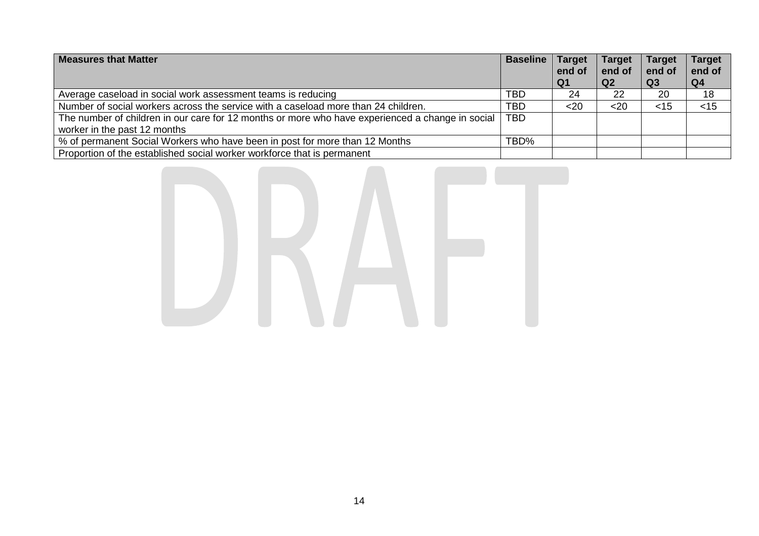| Measures that Matter | Baseline | Target end of Q1 | Target end of Q2 | Target end of Q3 | Target end of Q4 |
|---|---|---|---|---|---|
| Average caseload in social work assessment teams is reducing | TBD | 24 | 22 | 20 | 18 |
| Number of social workers across the service with a caseload more than 24 children. | TBD | <20 | <20 | <15 | <15 |
| The number of children in our care for 12 months or more who have experienced a change in social worker in the past 12 months | TBD | | | | |
| % of permanent Social Workers who have been in post for more than 12 Months | TBD% | | | | |
| Proportion of the established social worker workforce that is permanent | | | | | |

DRAFT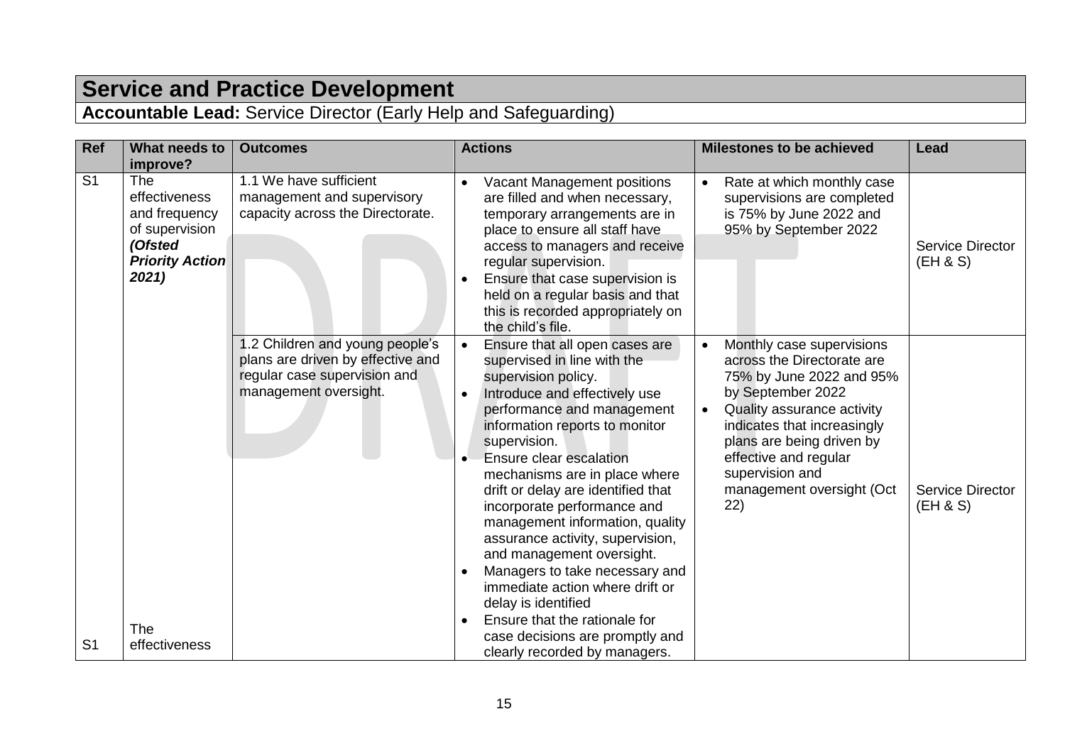# Service and Practice Development

**Accountable Lead:** Service Director (Early Help and Safeguarding)

| Ref | What needs to improve? | Outcomes | Actions | Milestones to be achieved | Lead |
|---|---|---|---|---|---|
| S1 | The effectiveness and frequency of supervision ***(Ofsted Priority Action 2021)*** | 1.1 We have sufficient management and supervisory capacity across the Directorate. | • Vacant Management positions are filled and when necessary, temporary arrangements are in place to ensure all staff have access to managers and receive regular supervision.<br>• Ensure that case supervision is held on a regular basis and that this is recorded appropriately on the child's file. | • Rate at which monthly case supervisions are completed is 75% by June 2022 and 95% by September 2022 | Service Director (EH & S) |
| | | 1.2 Children and young people's plans are driven by effective and regular case supervision and management oversight. | • Ensure that all open cases are supervised in line with the supervision policy.<br>• Introduce and effectively use performance and management information reports to monitor supervision.<br>• Ensure clear escalation mechanisms are in place where drift or delay are identified that incorporate performance and management information, quality assurance activity, supervision, and management oversight.<br>• Managers to take necessary and immediate action where drift or delay is identified<br>• Ensure that the rationale for case decisions are promptly and clearly recorded by managers. | • Monthly case supervisions across the Directorate are 75% by June 2022 and 95% by September 2022<br>• Quality assurance activity indicates that increasingly plans are being driven by effective and regular supervision and management oversight (Oct 22) | Service Director (EH & S) |
| S1 | The effectiveness | | | | |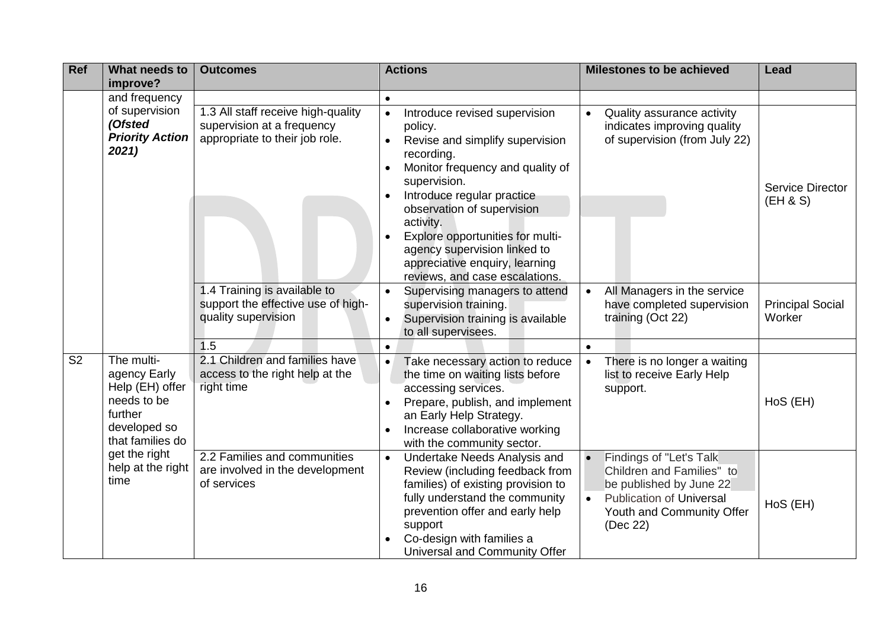| Ref | What needs to improve? | Outcomes | Actions | Milestones to be achieved | Lead |
|---|---|---|---|---|---|
| | and frequency of supervision ***(Ofsted Priority Action 2021)*** | | • | | |
| | | 1.3 All staff receive high-quality supervision at a frequency appropriate to their job role. | • Introduce revised supervision policy.<br>• Revise and simplify supervision recording.<br>• Monitor frequency and quality of supervision.<br>• Introduce regular practice observation of supervision activity.<br>• Explore opportunities for multi-agency supervision linked to appreciative enquiry, learning reviews, and case escalations. | • Quality assurance activity indicates improving quality of supervision (from July 22) | Service Director (EH & S) |
| | | 1.4 Training is available to support the effective use of high-quality supervision | • Supervising managers to attend supervision training.<br>• Supervision training is available to all supervisees. | • All Managers in the service have completed supervision training (Oct 22) | Principal Social Worker |
| | | 1.5 | • | • | |
| S2 | The multi-agency Early Help (EH) offer needs to be further developed so that families do get the right help at the right time | 2.1 Children and families have access to the right help at the right time | • Take necessary action to reduce the time on waiting lists before accessing services.<br>• Prepare, publish, and implement an Early Help Strategy.<br>• Increase collaborative working with the community sector. | • There is no longer a waiting list to receive Early Help support. | HoS (EH) |
| | | 2.2 Families and communities are involved in the development of services | • Undertake Needs Analysis and Review (including feedback from families) of existing provision to fully understand the community prevention offer and early help support<br>• Co-design with families a Universal and Community Offer | • Findings of "Let's Talk Children and Families" to be published by June 22<br>• Publication of Universal Youth and Community Offer (Dec 22) | HoS (EH) |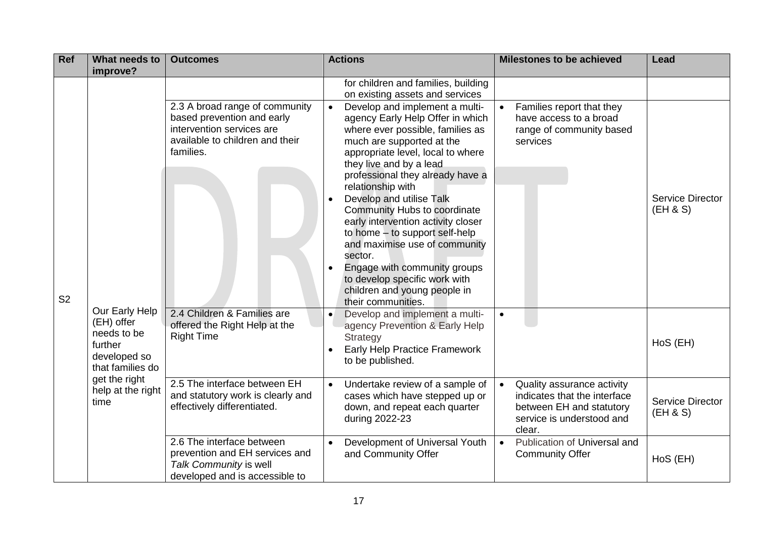| Ref | What needs to improve? | Outcomes | Actions | Milestones to be achieved | Lead |
|---|---|---|---|---|---|
| | | | for children and families, building on existing assets and services | | |
| S2 | Our Early Help (EH) offer needs to be further developed so that families do get the right help at the right time | 2.3 A broad range of community based prevention and early intervention services are available to children and their families. | • Develop and implement a multi-agency Early Help Offer in which where ever possible, families as much are supported at the appropriate level, local to where they live and by a lead professional they already have a relationship with<br>• Develop and utilise Talk Community Hubs to coordinate early intervention activity closer to home – to support self-help and maximise use of community sector.<br>• Engage with community groups to develop specific work with children and young people in their communities. | • Families report that they have access to a broad range of community based services | Service Director (EH & S) |
| | | 2.4 Children & Families are offered the Right Help at the Right Time | • Develop and implement a multi-agency Prevention & Early Help Strategy<br>• Early Help Practice Framework to be published. | • | HoS (EH) |
| | | 2.5 The interface between EH and statutory work is clearly and effectively differentiated. | • Undertake review of a sample of cases which have stepped up or down, and repeat each quarter during 2022-23 | • Quality assurance activity indicates that the interface between EH and statutory service is understood and clear. | Service Director (EH & S) |
| | | 2.6 The interface between prevention and EH services and *Talk Community* is well developed and is accessible to | • Development of Universal Youth and Community Offer | • Publication of Universal and Community Offer | HoS (EH) |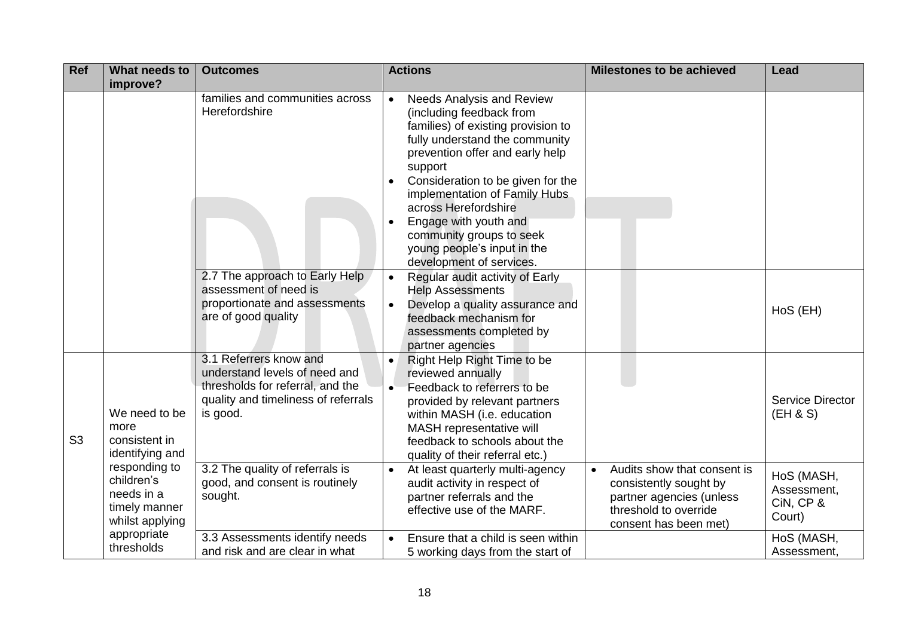| Ref | What needs to improve? | Outcomes | Actions | Milestones to be achieved | Lead |
|---|---|---|---|---|---|
| | | families and communities across Herefordshire | • Needs Analysis and Review (including feedback from families) of existing provision to fully understand the community prevention offer and early help support<br>• Consideration to be given for the implementation of Family Hubs across Herefordshire<br>• Engage with youth and community groups to seek young people's input in the development of services. | | |
| | | 2.7 The approach to Early Help assessment of need is proportionate and assessments are of good quality | • Regular audit activity of Early Help Assessments<br>• Develop a quality assurance and feedback mechanism for assessments completed by partner agencies | | HoS (EH) |
| S3 | We need to be more consistent in identifying and responding to children's needs in a timely manner whilst applying appropriate thresholds | 3.1 Referrers know and understand levels of need and thresholds for referral, and the quality and timeliness of referrals is good. | • Right Help Right Time to be reviewed annually<br>• Feedback to referrers to be provided by relevant partners within MASH (i.e. education MASH representative will feedback to schools about the quality of their referral etc.) | | Service Director (EH & S) |
| | | 3.2 The quality of referrals is good, and consent is routinely sought. | • At least quarterly multi-agency audit activity in respect of partner referrals and the effective use of the MARF. | • Audits show that consent is consistently sought by partner agencies (unless threshold to override consent has been met) | HoS (MASH, Assessment, CiN, CP & Court) |
| | | 3.3 Assessments identify needs and risk and are clear in what | • Ensure that a child is seen within 5 working days from the start of | | HoS (MASH, Assessment, |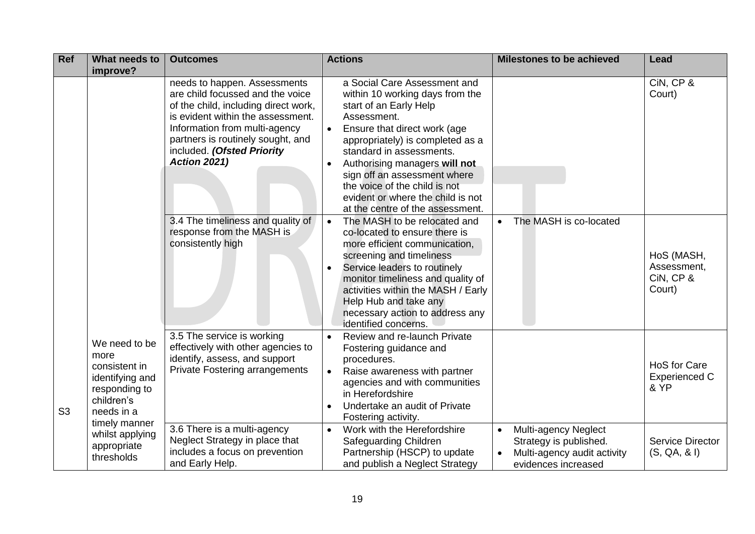| Ref | What needs to improve? | Outcomes | Actions | Milestones to be achieved | Lead |
|---|---|---|---|---|---|
| | | needs to happen. Assessments are child focussed and the voice of the child, including direct work, is evident within the assessment. Information from multi-agency partners is routinely sought, and included. ***(Ofsted Priority Action 2021)*** | a Social Care Assessment and within 10 working days from the start of an Early Help Assessment.<br>• Ensure that direct work (age appropriately) is completed as a standard in assessments.<br>• Authorising managers **will not** sign off an assessment where the voice of the child is not evident or where the child is not at the centre of the assessment. | | CiN, CP & Court) |
| | | 3.4 The timeliness and quality of response from the MASH is consistently high | • The MASH to be relocated and co-located to ensure there is more efficient communication, screening and timeliness<br>• Service leaders to routinely monitor timeliness and quality of activities within the MASH / Early Help Hub and take any necessary action to address any identified concerns. | • The MASH is co-located | HoS (MASH, Assessment, CiN, CP & Court) |
| S3 | We need to be more consistent in identifying and responding to children's needs in a timely manner whilst applying appropriate thresholds | 3.5 The service is working effectively with other agencies to identify, assess, and support Private Fostering arrangements | • Review and re-launch Private Fostering guidance and procedures.<br>• Raise awareness with partner agencies and with communities in Herefordshire<br>• Undertake an audit of Private Fostering activity. | | HoS for Care Experienced C & YP |
| | | 3.6 There is a multi-agency Neglect Strategy in place that includes a focus on prevention and Early Help. | • Work with the Herefordshire Safeguarding Children Partnership (HSCP) to update and publish a Neglect Strategy | • Multi-agency Neglect Strategy is published.<br>• Multi-agency audit activity evidences increased | Service Director (S, QA, & I) |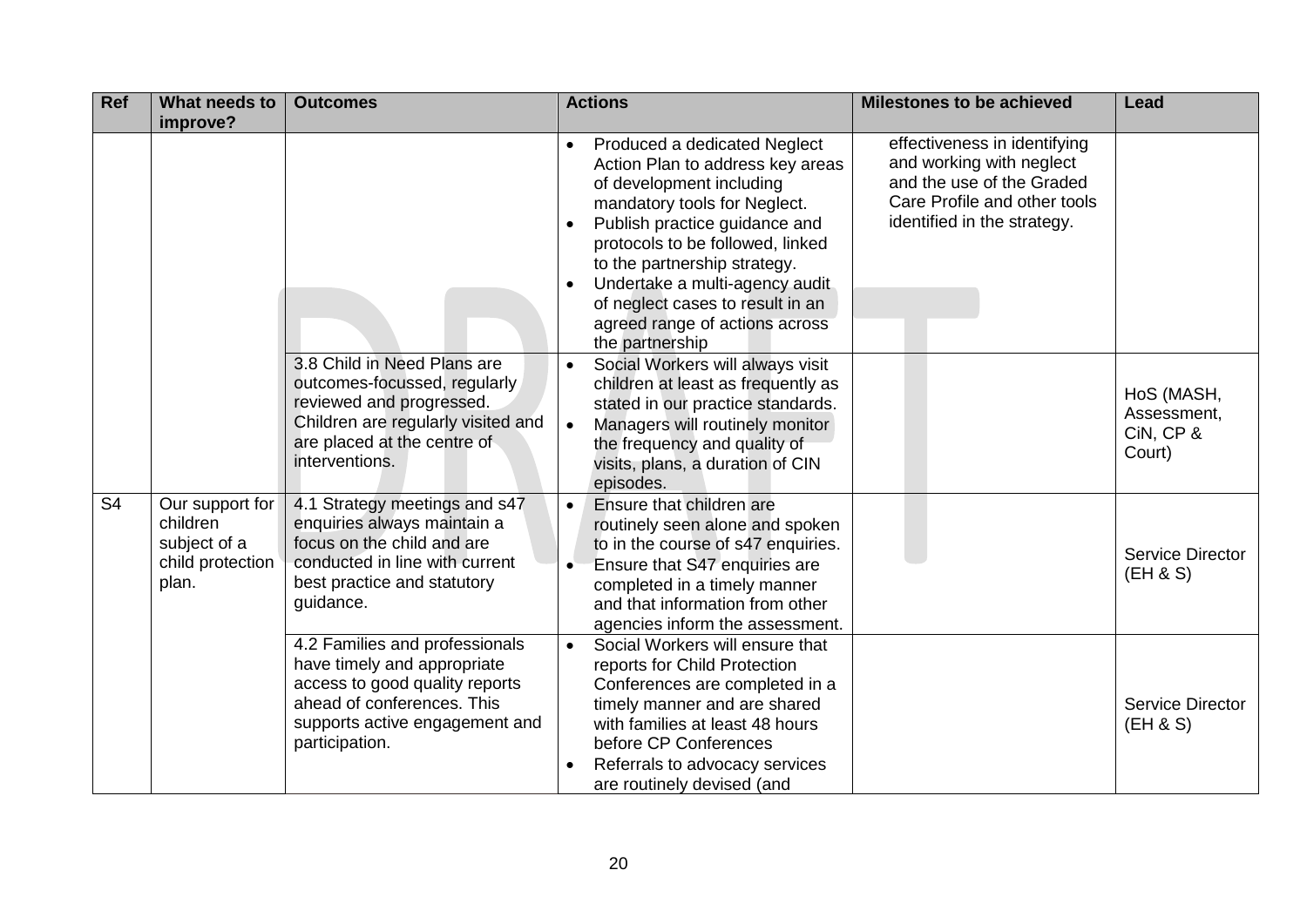| Ref | What needs to improve? | Outcomes | Actions | Milestones to be achieved | Lead |
|---|---|---|---|---|---|
| | | | • Produced a dedicated Neglect Action Plan to address key areas of development including mandatory tools for Neglect.<br>• Publish practice guidance and protocols to be followed, linked to the partnership strategy.<br>• Undertake a multi-agency audit of neglect cases to result in an agreed range of actions across the partnership | effectiveness in identifying and working with neglect and the use of the Graded Care Profile and other tools identified in the strategy. | |
| | | 3.8 Child in Need Plans are outcomes-focussed, regularly reviewed and progressed. Children are regularly visited and are placed at the centre of interventions. | • Social Workers will always visit children at least as frequently as stated in our practice standards.<br>• Managers will routinely monitor the frequency and quality of visits, plans, a duration of CIN episodes. | | HoS (MASH, Assessment, CiN, CP & Court) |
| S4 | Our support for children subject of a child protection plan. | 4.1 Strategy meetings and s47 enquiries always maintain a focus on the child and are conducted in line with current best practice and statutory guidance. | • Ensure that children are routinely seen alone and spoken to in the course of s47 enquiries.<br>• Ensure that S47 enquiries are completed in a timely manner and that information from other agencies inform the assessment. | | Service Director (EH & S) |
| | | 4.2 Families and professionals have timely and appropriate access to good quality reports ahead of conferences. This supports active engagement and participation. | • Social Workers will ensure that reports for Child Protection Conferences are completed in a timely manner and are shared with families at least 48 hours before CP Conferences<br>• Referrals to advocacy services are routinely devised (and | | Service Director (EH & S) |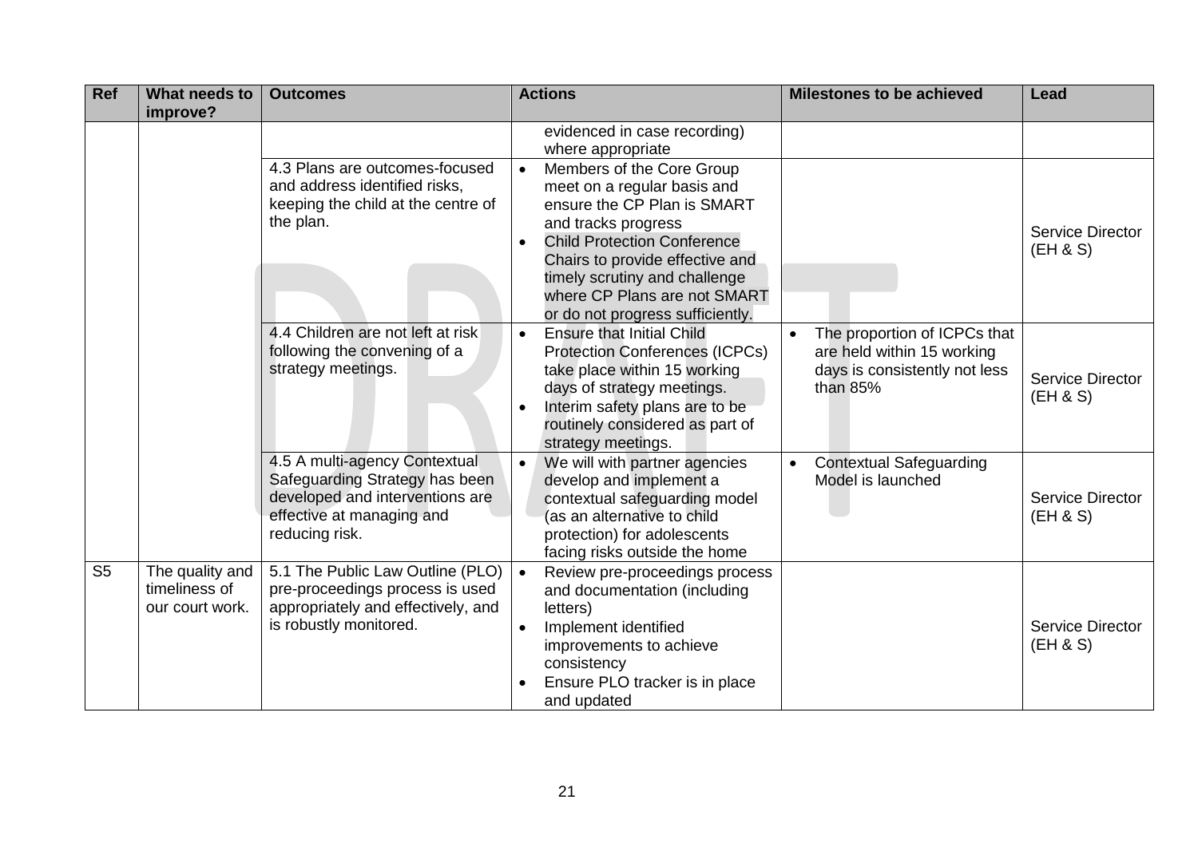| Ref | What needs to improve? | Outcomes | Actions | Milestones to be achieved | Lead |
|---|---|---|---|---|---|
| | | | evidenced in case recording) where appropriate | | |
| | | 4.3 Plans are outcomes-focused and address identified risks, keeping the child at the centre of the plan. | • Members of the Core Group meet on a regular basis and ensure the CP Plan is SMART and tracks progress<br>• Child Protection Conference Chairs to provide effective and timely scrutiny and challenge where CP Plans are not SMART or do not progress sufficiently. | | Service Director (EH & S) |
| | | 4.4 Children are not left at risk following the convening of a strategy meetings. | • Ensure that Initial Child Protection Conferences (ICPCs) take place within 15 working days of strategy meetings.<br>• Interim safety plans are to be routinely considered as part of strategy meetings. | • The proportion of ICPCs that are held within 15 working days is consistently not less than 85% | Service Director (EH & S) |
| | | 4.5 A multi-agency Contextual Safeguarding Strategy has been developed and interventions are effective at managing and reducing risk. | • We will with partner agencies develop and implement a contextual safeguarding model (as an alternative to child protection) for adolescents facing risks outside the home | • Contextual Safeguarding Model is launched | Service Director (EH & S) |
| S5 | The quality and timeliness of our court work. | 5.1 The Public Law Outline (PLO) pre-proceedings process is used appropriately and effectively, and is robustly monitored. | • Review pre-proceedings process and documentation (including letters)<br>• Implement identified improvements to achieve consistency<br>• Ensure PLO tracker is in place and updated | | Service Director (EH & S) |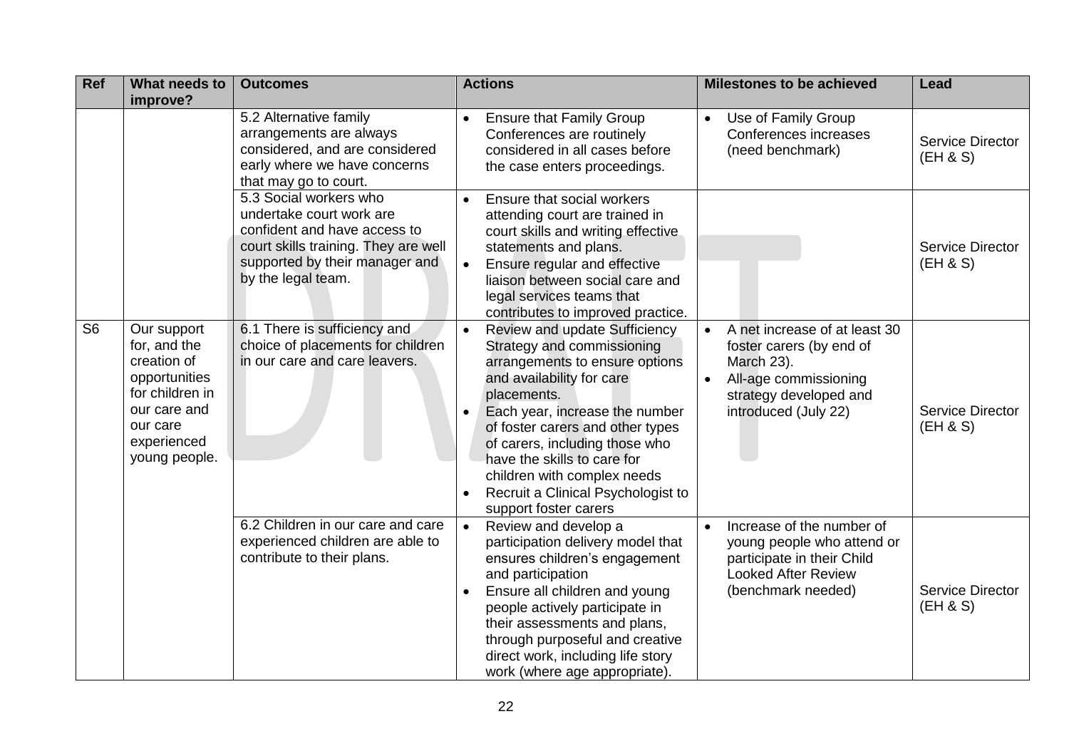| Ref | What needs to improve? | Outcomes | Actions | Milestones to be achieved | Lead |
|---|---|---|---|---|---|
| | | 5.2 Alternative family arrangements are always considered, and are considered early where we have concerns that may go to court. | • Ensure that Family Group Conferences are routinely considered in all cases before the case enters proceedings. | • Use of Family Group Conferences increases (need benchmark) | Service Director (EH & S) |
| | | 5.3 Social workers who undertake court work are confident and have access to court skills training. They are well supported by their manager and by the legal team. | • Ensure that social workers attending court are trained in court skills and writing effective statements and plans.<br>• Ensure regular and effective liaison between social care and legal services teams that contributes to improved practice. | | Service Director (EH & S) |
| S6 | Our support for, and the creation of opportunities for children in our care and our care experienced young people. | 6.1 There is sufficiency and choice of placements for children in our care and care leavers. | • Review and update Sufficiency Strategy and commissioning arrangements to ensure options and availability for care placements.<br>• Each year, increase the number of foster carers and other types of carers, including those who have the skills to care for children with complex needs<br>• Recruit a Clinical Psychologist to support foster carers | • A net increase of at least 30 foster carers (by end of March 23).<br>• All-age commissioning strategy developed and introduced (July 22) | Service Director (EH & S) |
| | | 6.2 Children in our care and care experienced children are able to contribute to their plans. | • Review and develop a participation delivery model that ensures children's engagement and participation<br>• Ensure all children and young people actively participate in their assessments and plans, through purposeful and creative direct work, including life story work (where age appropriate). | • Increase of the number of young people who attend or participate in their Child Looked After Review (benchmark needed) | Service Director (EH & S) |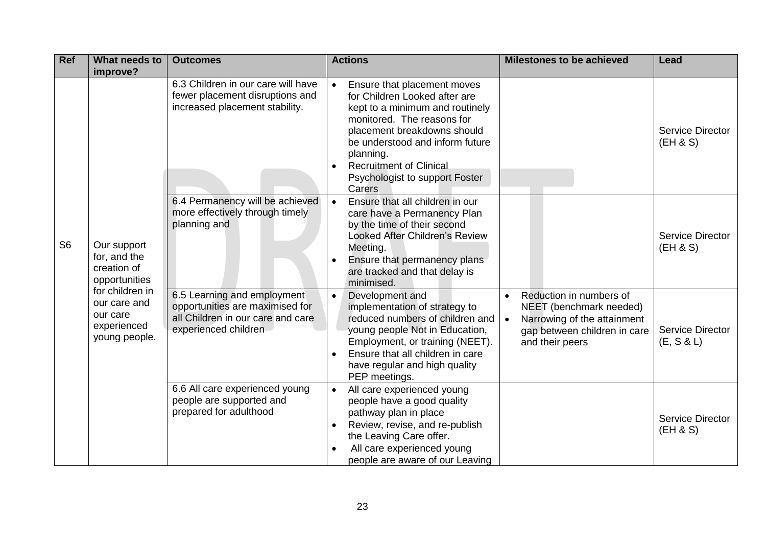| Ref | What needs to improve? | Outcomes | Actions | Milestones to be achieved | Lead |
|---|---|---|---|---|---|
| S6 | Our support for, and the creation of opportunities for children in our care and our care experienced young people. | 6.3 Children in our care will have fewer placement disruptions and increased placement stability. | • Ensure that placement moves for Children Looked after are kept to a minimum and routinely monitored. The reasons for placement breakdowns should be understood and inform future planning.<br>• Recruitment of Clinical Psychologist to support Foster Carers | | Service Director (EH & S) |
| | | 6.4 Permanency will be achieved more effectively through timely planning and | • Ensure that all children in our care have a Permanency Plan by the time of their second Looked After Children's Review Meeting.<br>• Ensure that permanency plans are tracked and that delay is minimised. | | Service Director (EH & S) |
| | | 6.5 Learning and employment opportunities are maximised for all Children in our care and care experienced children | • Development and implementation of strategy to reduced numbers of children and young people Not in Education, Employment, or training (NEET).<br>• Ensure that all children in care have regular and high quality PEP meetings. | • Reduction in numbers of NEET (benchmark needed)<br>• Narrowing of the attainment gap between children in care and their peers | Service Director (E, S & L) |
| | | 6.6 All care experienced young people are supported and prepared for adulthood | • All care experienced young people have a good quality pathway plan in place<br>• Review, revise, and re-publish the Leaving Care offer.<br>• All care experienced young people are aware of our Leaving | | Service Director (EH & S) |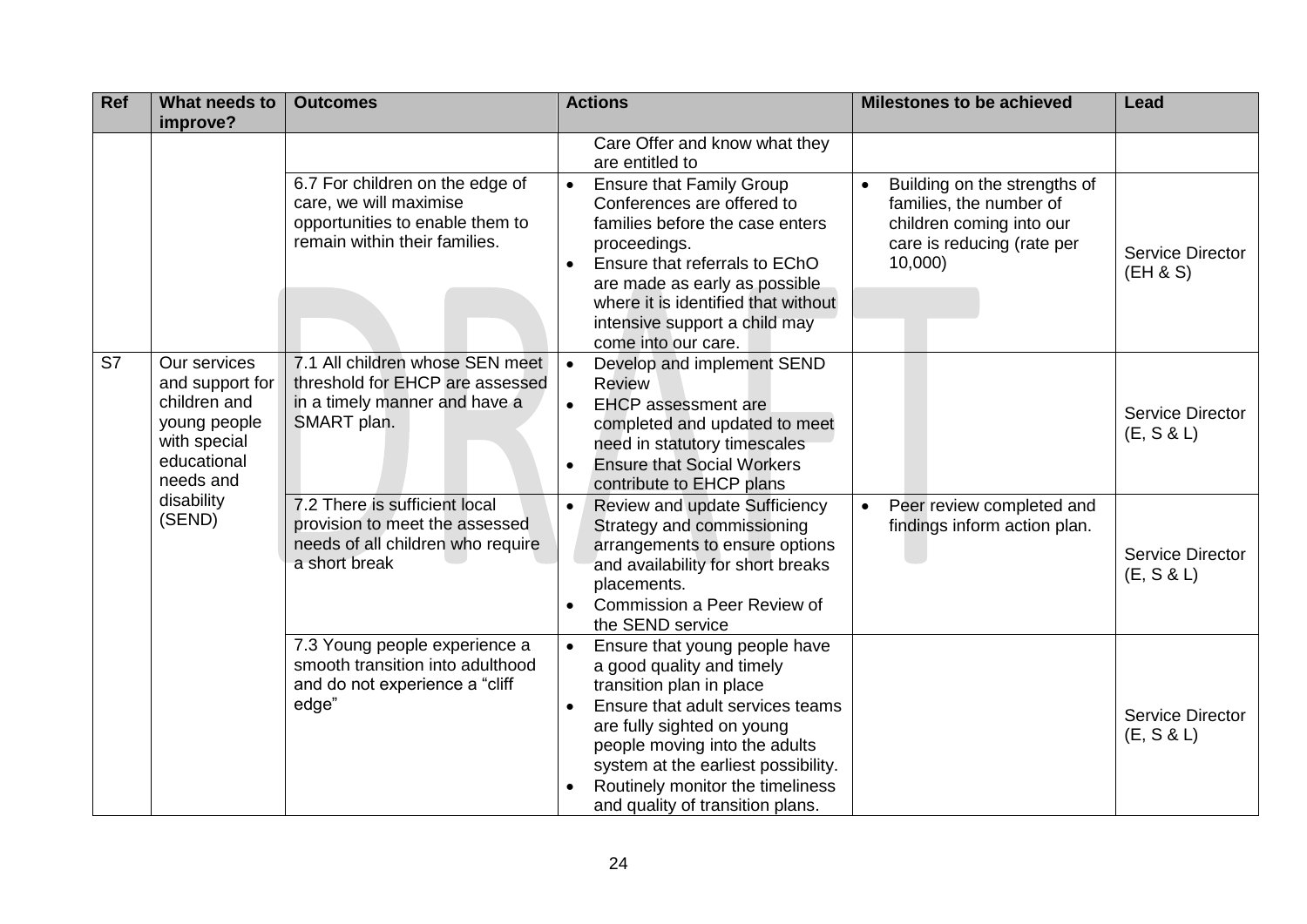| Ref | What needs to improve? | Outcomes | Actions | Milestones to be achieved | Lead |
|---|---|---|---|---|---|
| | | | Care Offer and know what they are entitled to | | |
| | | 6.7 For children on the edge of care, we will maximise opportunities to enable them to remain within their families. | • Ensure that Family Group Conferences are offered to families before the case enters proceedings.<br>• Ensure that referrals to EChO are made as early as possible where it is identified that without intensive support a child may come into our care. | • Building on the strengths of families, the number of children coming into our care is reducing (rate per 10,000) | Service Director (EH & S) |
| S7 | Our services and support for children and young people with special educational needs and disability (SEND) | 7.1 All children whose SEN meet threshold for EHCP are assessed in a timely manner and have a SMART plan. | • Develop and implement SEND Review<br>• EHCP assessment are completed and updated to meet need in statutory timescales<br>• Ensure that Social Workers contribute to EHCP plans | | Service Director (E, S & L) |
| | | 7.2 There is sufficient local provision to meet the assessed needs of all children who require a short break | • Review and update Sufficiency Strategy and commissioning arrangements to ensure options and availability for short breaks placements.<br>• Commission a Peer Review of the SEND service | • Peer review completed and findings inform action plan. | Service Director (E, S & L) |
| | | 7.3 Young people experience a smooth transition into adulthood and do not experience a "cliff edge" | • Ensure that young people have a good quality and timely transition plan in place<br>• Ensure that adult services teams are fully sighted on young people moving into the adults system at the earliest possibility.<br>• Routinely monitor the timeliness and quality of transition plans. | | Service Director (E, S & L) |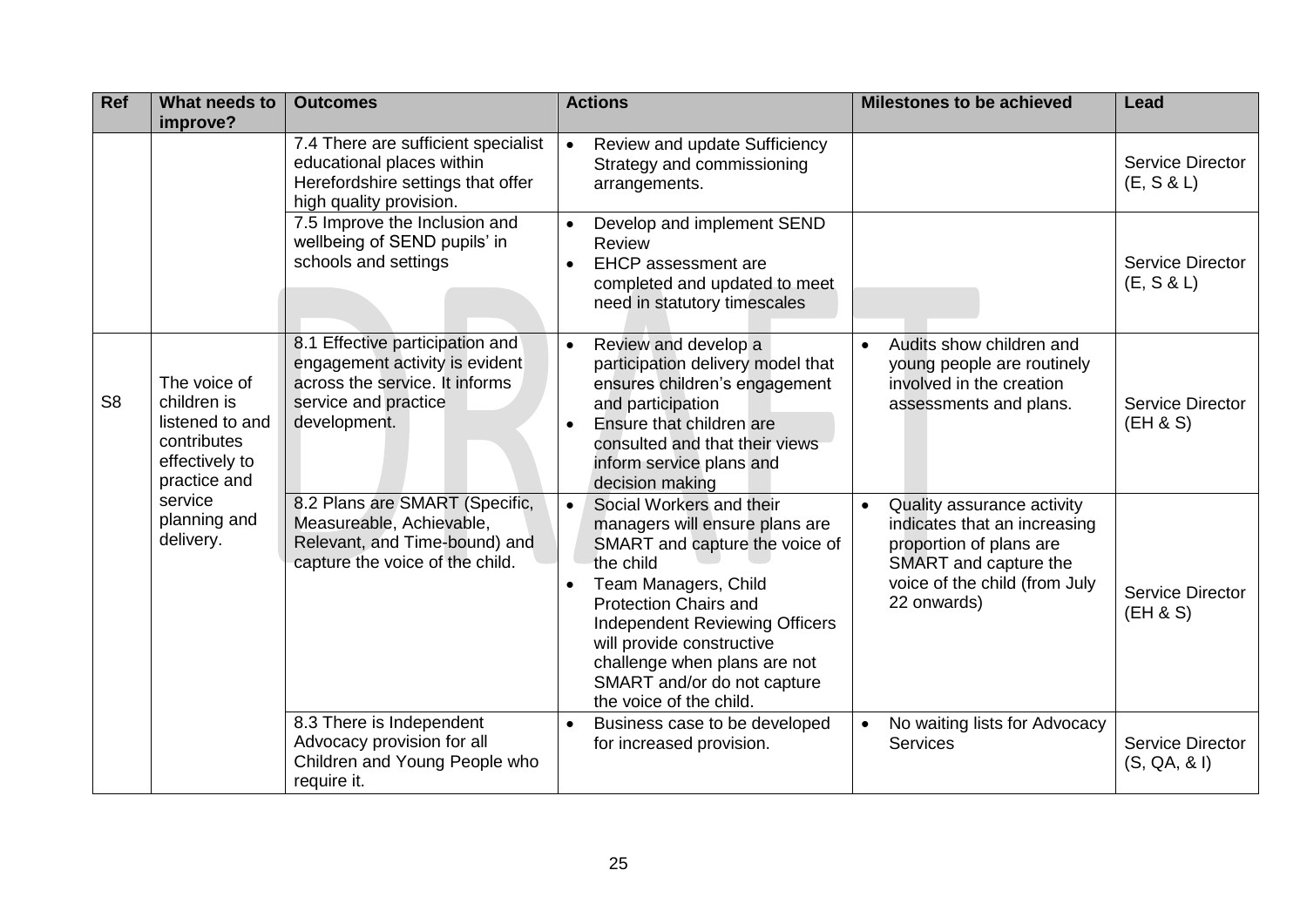| Ref | What needs to improve? | Outcomes | Actions | Milestones to be achieved | Lead |
|---|---|---|---|---|---|
| | | 7.4 There are sufficient specialist educational places within Herefordshire settings that offer high quality provision. | • Review and update Sufficiency Strategy and commissioning arrangements. | | Service Director (E, S & L) |
| | | 7.5 Improve the Inclusion and wellbeing of SEND pupils' in schools and settings | • Develop and implement SEND Review<br>• EHCP assessment are completed and updated to meet need in statutory timescales | | Service Director (E, S & L) |
| S8 | The voice of children is listened to and contributes effectively to practice and service planning and delivery. | 8.1 Effective participation and engagement activity is evident across the service. It informs service and practice development. | • Review and develop a participation delivery model that ensures children's engagement and participation<br>• Ensure that children are consulted and that their views inform service plans and decision making | • Audits show children and young people are routinely involved in the creation assessments and plans. | Service Director (EH & S) |
| | | 8.2 Plans are SMART (Specific, Measureable, Achievable, Relevant, and Time-bound) and capture the voice of the child. | • Social Workers and their managers will ensure plans are SMART and capture the voice of the child<br>• Team Managers, Child Protection Chairs and Independent Reviewing Officers will provide constructive challenge when plans are not SMART and/or do not capture the voice of the child. | • Quality assurance activity indicates that an increasing proportion of plans are SMART and capture the voice of the child (from July 22 onwards) | Service Director (EH & S) |
| | | 8.3 There is Independent Advocacy provision for all Children and Young People who require it. | • Business case to be developed for increased provision. | • No waiting lists for Advocacy Services | Service Director (S, QA, & I) |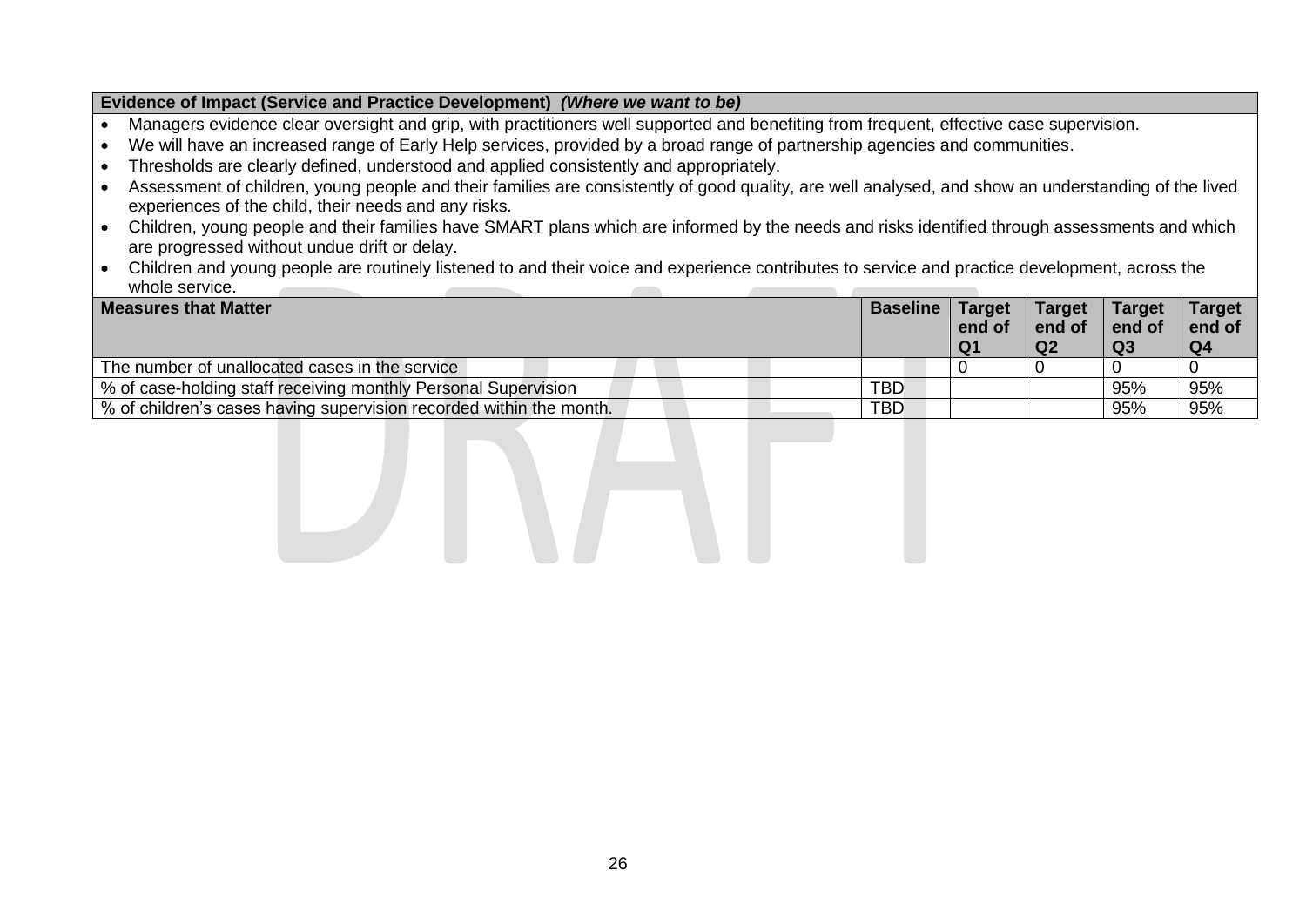**Evidence of Impact (Service and Practice Development)** ***(Where we want to be)***

- Managers evidence clear oversight and grip, with practitioners well supported and benefiting from frequent, effective case supervision.
- We will have an increased range of Early Help services, provided by a broad range of partnership agencies and communities.
- Thresholds are clearly defined, understood and applied consistently and appropriately.
- Assessment of children, young people and their families are consistently of good quality, are well analysed, and show an understanding of the lived experiences of the child, their needs and any risks.
- Children, young people and their families have SMART plans which are informed by the needs and risks identified through assessments and which are progressed without undue drift or delay.
- Children and young people are routinely listened to and their voice and experience contributes to service and practice development, across the whole service.

| Measures that Matter | Baseline | Target end of Q1 | Target end of Q2 | Target end of Q3 | Target end of Q4 |
|---|---|---|---|---|---|
| The number of unallocated cases in the service | | 0 | 0 | 0 | 0 |
| % of case-holding staff receiving monthly Personal Supervision | TBD | | | 95% | 95% |
| % of children's cases having supervision recorded within the month. | TBD | | | 95% | 95% |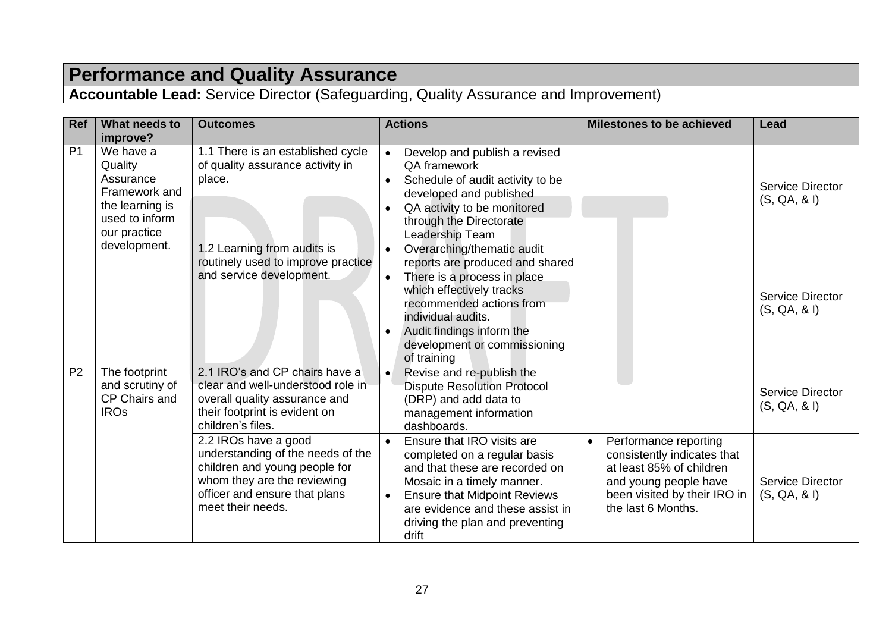# Performance and Quality Assurance

**Accountable Lead:** Service Director (Safeguarding, Quality Assurance and Improvement)

| Ref | What needs to improve? | Outcomes | Actions | Milestones to be achieved | Lead |
|---|---|---|---|---|---|
| P1 | We have a Quality Assurance Framework and the learning is used to inform our practice development. | 1.1 There is an established cycle of quality assurance activity in place. | • Develop and publish a revised QA framework<br>• Schedule of audit activity to be developed and published<br>• QA activity to be monitored through the Directorate Leadership Team | | Service Director (S, QA, & I) |
| | | 1.2 Learning from audits is routinely used to improve practice and service development. | • Overarching/thematic audit reports are produced and shared<br>• There is a process in place which effectively tracks recommended actions from individual audits.<br>• Audit findings inform the development or commissioning of training | | Service Director (S, QA, & I) |
| P2 | The footprint and scrutiny of CP Chairs and IROs | 2.1 IRO's and CP chairs have a clear and well-understood role in overall quality assurance and their footprint is evident on children's files. | • Revise and re-publish the Dispute Resolution Protocol (DRP) and add data to management information dashboards. | | Service Director (S, QA, & I) |
| | | 2.2 IROs have a good understanding of the needs of the children and young people for whom they are the reviewing officer and ensure that plans meet their needs. | • Ensure that IRO visits are completed on a regular basis and that these are recorded on Mosaic in a timely manner.<br>• Ensure that Midpoint Reviews are evidence and these assist in driving the plan and preventing drift | • Performance reporting consistently indicates that at least 85% of children and young people have been visited by their IRO in the last 6 Months. | Service Director (S, QA, & I) |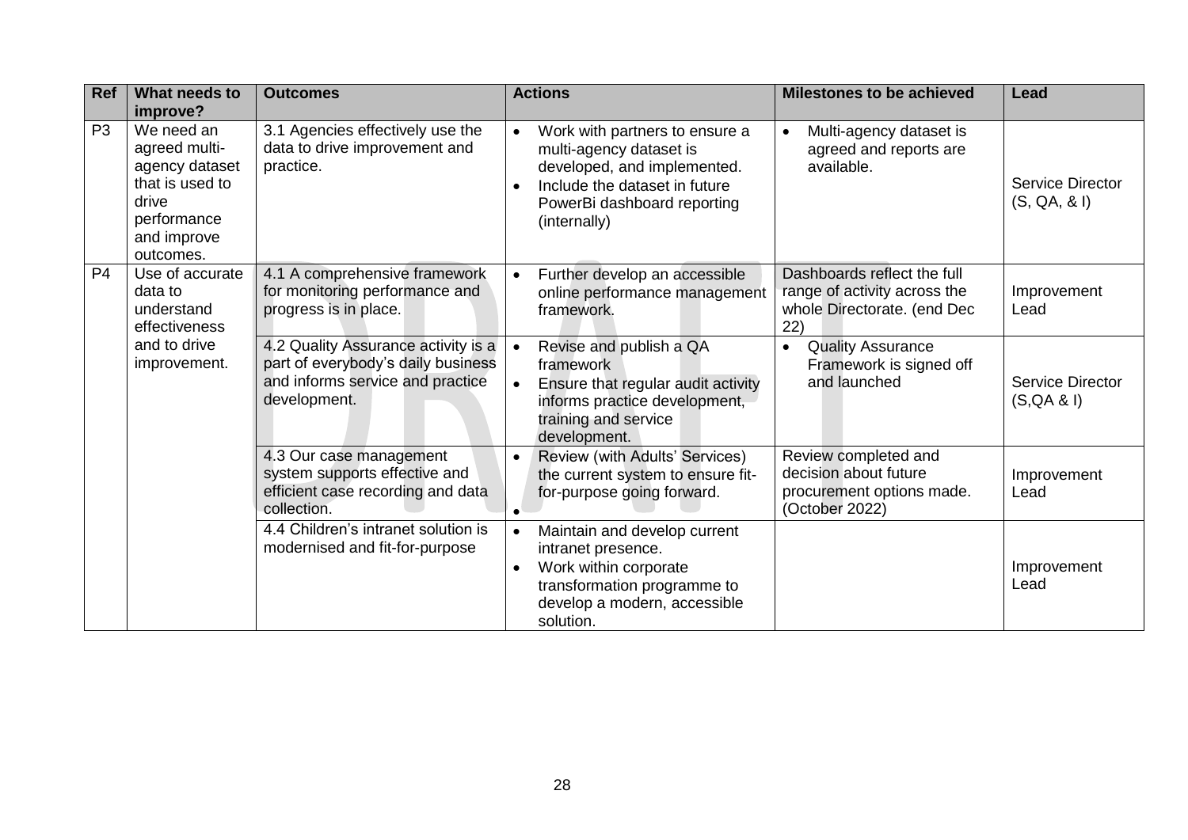| Ref | What needs to improve? | Outcomes | Actions | Milestones to be achieved | Lead |
|---|---|---|---|---|---|
| P3 | We need an agreed multi-agency dataset that is used to drive performance and improve outcomes. | 3.1 Agencies effectively use the data to drive improvement and practice. | • Work with partners to ensure a multi-agency dataset is developed, and implemented.<br>• Include the dataset in future PowerBi dashboard reporting (internally) | • Multi-agency dataset is agreed and reports are available. | Service Director (S, QA, & I) |
| P4 | Use of accurate data to understand effectiveness and to drive improvement. | 4.1 A comprehensive framework for monitoring performance and progress is in place. | • Further develop an accessible online performance management framework. | Dashboards reflect the full range of activity across the whole Directorate. (end Dec 22) | Improvement Lead |
| | | 4.2 Quality Assurance activity is a part of everybody's daily business and informs service and practice development. | • Revise and publish a QA framework<br>• Ensure that regular audit activity informs practice development, training and service development. | • Quality Assurance Framework is signed off and launched | Service Director (S,QA & I) |
| | | 4.3 Our case management system supports effective and efficient case recording and data collection. | • Review (with Adults' Services) the current system to ensure fit-for-purpose going forward.<br>• | Review completed and decision about future procurement options made. (October 2022) | Improvement Lead |
| | | 4.4 Children's intranet solution is modernised and fit-for-purpose | • Maintain and develop current intranet presence.<br>• Work within corporate transformation programme to develop a modern, accessible solution. | | Improvement Lead |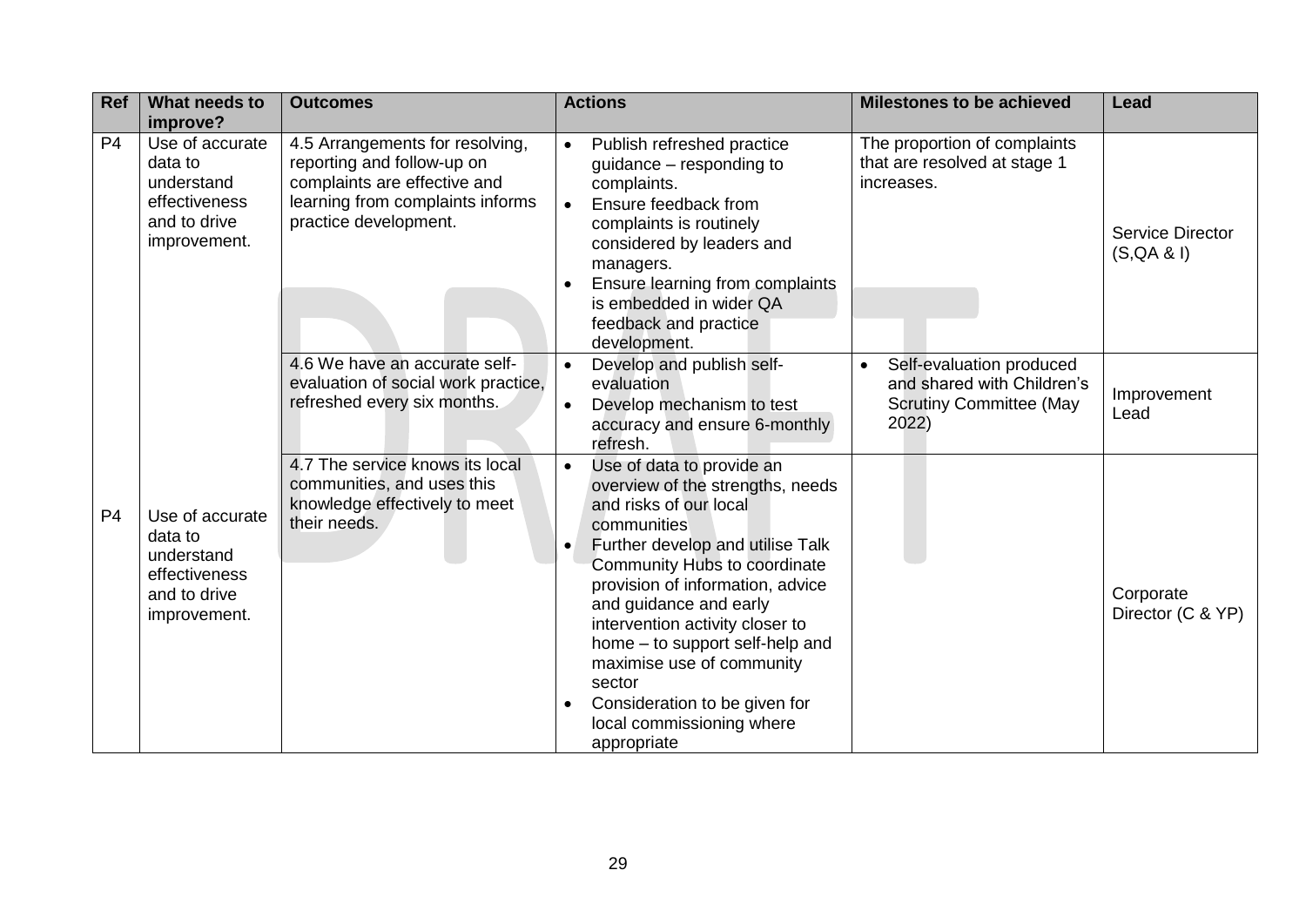| Ref | What needs to improve? | Outcomes | Actions | Milestones to be achieved | Lead |
|---|---|---|---|---|---|
| P4 | Use of accurate data to understand effectiveness and to drive improvement. | 4.5 Arrangements for resolving, reporting and follow-up on complaints are effective and learning from complaints informs practice development. | • Publish refreshed practice guidance – responding to complaints.<br>• Ensure feedback from complaints is routinely considered by leaders and managers.<br>• Ensure learning from complaints is embedded in wider QA feedback and practice development. | The proportion of complaints that are resolved at stage 1 increases. | Service Director (S,QA & I) |
| | | 4.6 We have an accurate self-evaluation of social work practice, refreshed every six months. | • Develop and publish self-evaluation<br>• Develop mechanism to test accuracy and ensure 6-monthly refresh. | • Self-evaluation produced and shared with Children's Scrutiny Committee (May 2022) | Improvement Lead |
| P4 | Use of accurate data to understand effectiveness and to drive improvement. | 4.7 The service knows its local communities, and uses this knowledge effectively to meet their needs. | • Use of data to provide an overview of the strengths, needs and risks of our local communities<br>• Further develop and utilise Talk Community Hubs to coordinate provision of information, advice and guidance and early intervention activity closer to home – to support self-help and maximise use of community sector<br>• Consideration to be given for local commissioning where appropriate | | Corporate Director (C & YP) |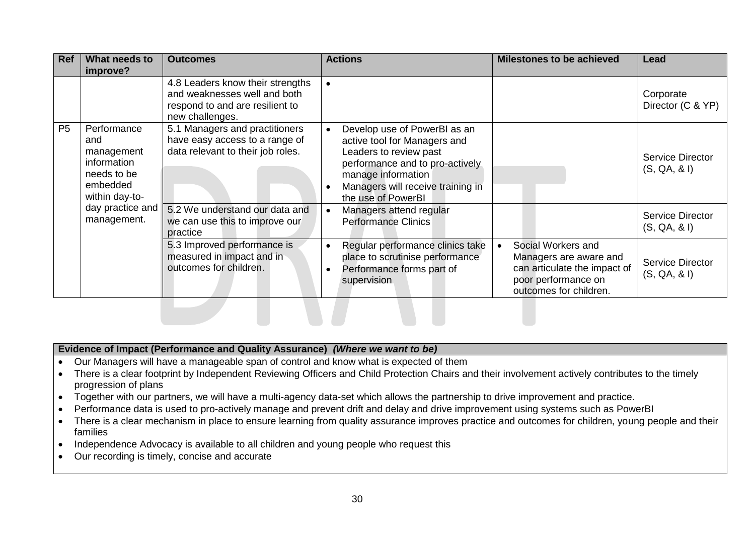| Ref | What needs to improve? | Outcomes | Actions | Milestones to be achieved | Lead |
|---|---|---|---|---|---|
| | | 4.8 Leaders know their strengths and weaknesses well and both respond to and are resilient to new challenges. | • | | Corporate Director (C & YP) |
| P5 | Performance and management information needs to be embedded within day-to-day practice and management. | 5.1 Managers and practitioners have easy access to a range of data relevant to their job roles. | • Develop use of PowerBI as an active tool for Managers and Leaders to review past performance and to pro-actively manage information<br>• Managers will receive training in the use of PowerBI | | Service Director (S, QA, & I) |
| | | 5.2 We understand our data and we can use this to improve our practice | • Managers attend regular Performance Clinics | | Service Director (S, QA, & I) |
| | | 5.3 Improved performance is measured in impact and in outcomes for children. | • Regular performance clinics take place to scrutinise performance<br>• Performance forms part of supervision | • Social Workers and Managers are aware and can articulate the impact of poor performance on outcomes for children. | Service Director (S, QA, & I) |

**Evidence of Impact (Performance and Quality Assurance)** ***(Where we want to be)***

- Our Managers will have a manageable span of control and know what is expected of them
- There is a clear footprint by Independent Reviewing Officers and Child Protection Chairs and their involvement actively contributes to the timely progression of plans
- Together with our partners, we will have a multi-agency data-set which allows the partnership to drive improvement and practice.
- Performance data is used to pro-actively manage and prevent drift and delay and drive improvement using systems such as PowerBI
- There is a clear mechanism in place to ensure learning from quality assurance improves practice and outcomes for children, young people and their families
- Independence Advocacy is available to all children and young people who request this
- Our recording is timely, concise and accurate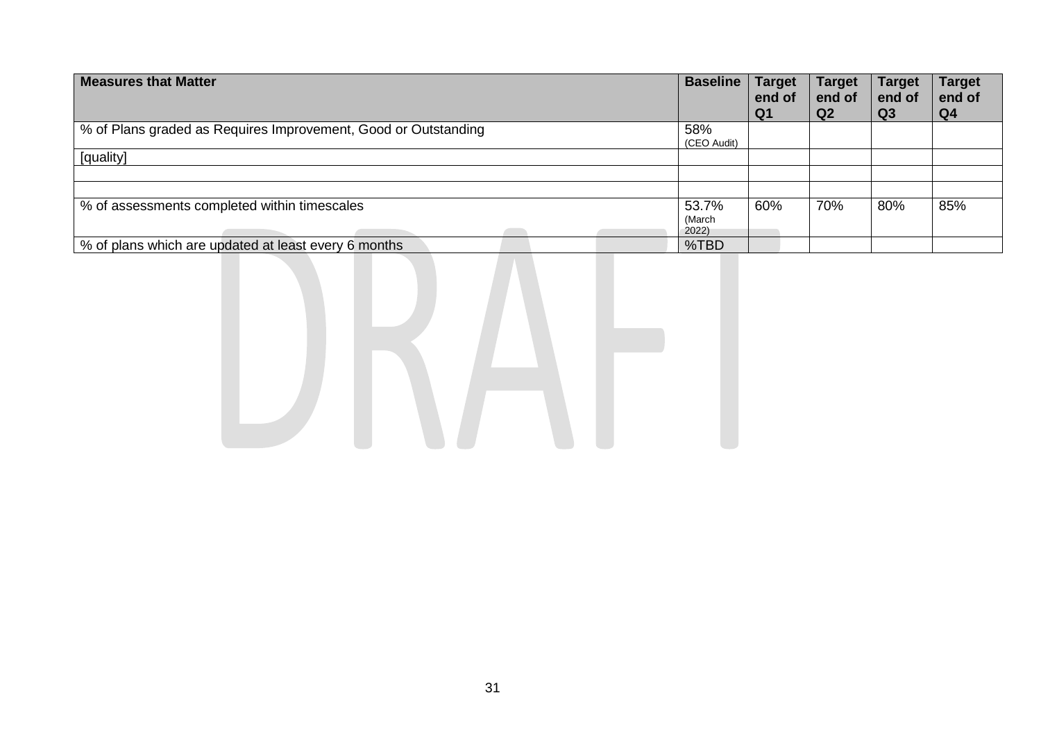| Measures that Matter | Baseline | Target end of Q1 | Target end of Q2 | Target end of Q3 | Target end of Q4 |
|---|---|---|---|---|---|
| % of Plans graded as Requires Improvement, Good or Outstanding | 58% (CEO Audit) | | | | |
| [quality] | | | | | |
| | | | | | |
| | | | | | |
| % of assessments completed within timescales | 53.7% (March 2022) | 60% | 70% | 80% | 85% |
| % of plans which are updated at least every 6 months | %TBD | | | | |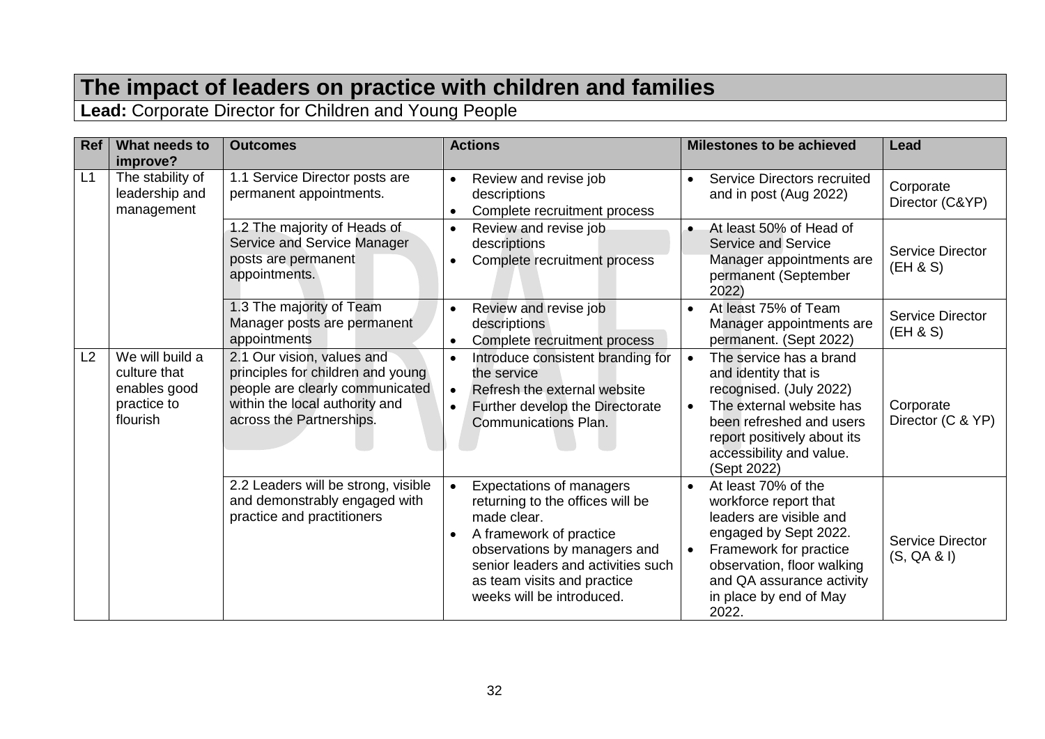# The impact of leaders on practice with children and families

**Lead:** Corporate Director for Children and Young People

| Ref | What needs to improve? | Outcomes | Actions | Milestones to be achieved | Lead |
|---|---|---|---|---|---|
| L1 | The stability of leadership and management | 1.1 Service Director posts are permanent appointments. | • Review and revise job descriptions<br>• Complete recruitment process | • Service Directors recruited and in post (Aug 2022) | Corporate Director (C&YP) |
| | | 1.2 The majority of Heads of Service and Service Manager posts are permanent appointments. | • Review and revise job descriptions<br>• Complete recruitment process | • At least 50% of Head of Service and Service Manager appointments are permanent (September 2022) | Service Director (EH & S) |
| | | 1.3 The majority of Team Manager posts are permanent appointments | • Review and revise job descriptions<br>• Complete recruitment process | • At least 75% of Team Manager appointments are permanent. (Sept 2022) | Service Director (EH & S) |
| L2 | We will build a culture that enables good practice to flourish | 2.1 Our vision, values and principles for children and young people are clearly communicated within the local authority and across the Partnerships. | • Introduce consistent branding for the service<br>• Refresh the external website<br>• Further develop the Directorate Communications Plan. | • The service has a brand and identity that is recognised. (July 2022)<br>• The external website has been refreshed and users report positively about its accessibility and value. (Sept 2022) | Corporate Director (C & YP) |
| | | 2.2 Leaders will be strong, visible and demonstrably engaged with practice and practitioners | • Expectations of managers returning to the offices will be made clear.<br>• A framework of practice observations by managers and senior leaders and activities such as team visits and practice weeks will be introduced. | • At least 70% of the workforce report that leaders are visible and engaged by Sept 2022.<br>• Framework for practice observation, floor walking and QA assurance activity in place by end of May 2022. | Service Director (S, QA & I) |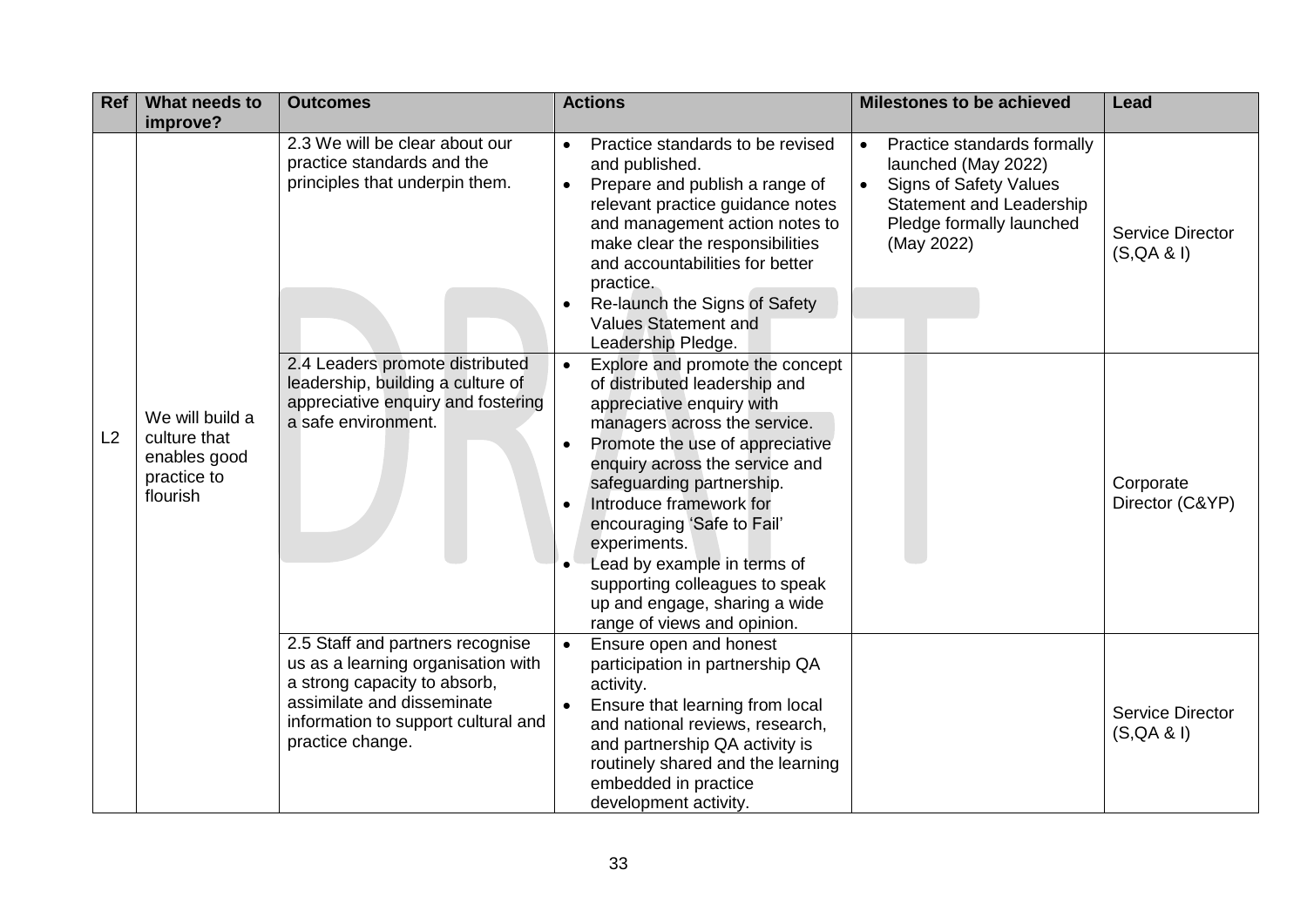| Ref | What needs to improve? | Outcomes | Actions | Milestones to be achieved | Lead |
|---|---|---|---|---|---|
| L2 | We will build a culture that enables good practice to flourish | 2.3 We will be clear about our practice standards and the principles that underpin them. | • Practice standards to be revised and published.<br>• Prepare and publish a range of relevant practice guidance notes and management action notes to make clear the responsibilities and accountabilities for better practice.<br>• Re-launch the Signs of Safety Values Statement and Leadership Pledge. | • Practice standards formally launched (May 2022)<br>• Signs of Safety Values Statement and Leadership Pledge formally launched (May 2022) | Service Director (S,QA & I) |
| | | 2.4 Leaders promote distributed leadership, building a culture of appreciative enquiry and fostering a safe environment. | • Explore and promote the concept of distributed leadership and appreciative enquiry with managers across the service.<br>• Promote the use of appreciative enquiry across the service and safeguarding partnership.<br>• Introduce framework for encouraging 'Safe to Fail' experiments.<br>• Lead by example in terms of supporting colleagues to speak up and engage, sharing a wide range of views and opinion. | | Corporate Director (C&YP) |
| | | 2.5 Staff and partners recognise us as a learning organisation with a strong capacity to absorb, assimilate and disseminate information to support cultural and practice change. | • Ensure open and honest participation in partnership QA activity.<br>• Ensure that learning from local and national reviews, research, and partnership QA activity is routinely shared and the learning embedded in practice development activity. | | Service Director (S,QA & I) |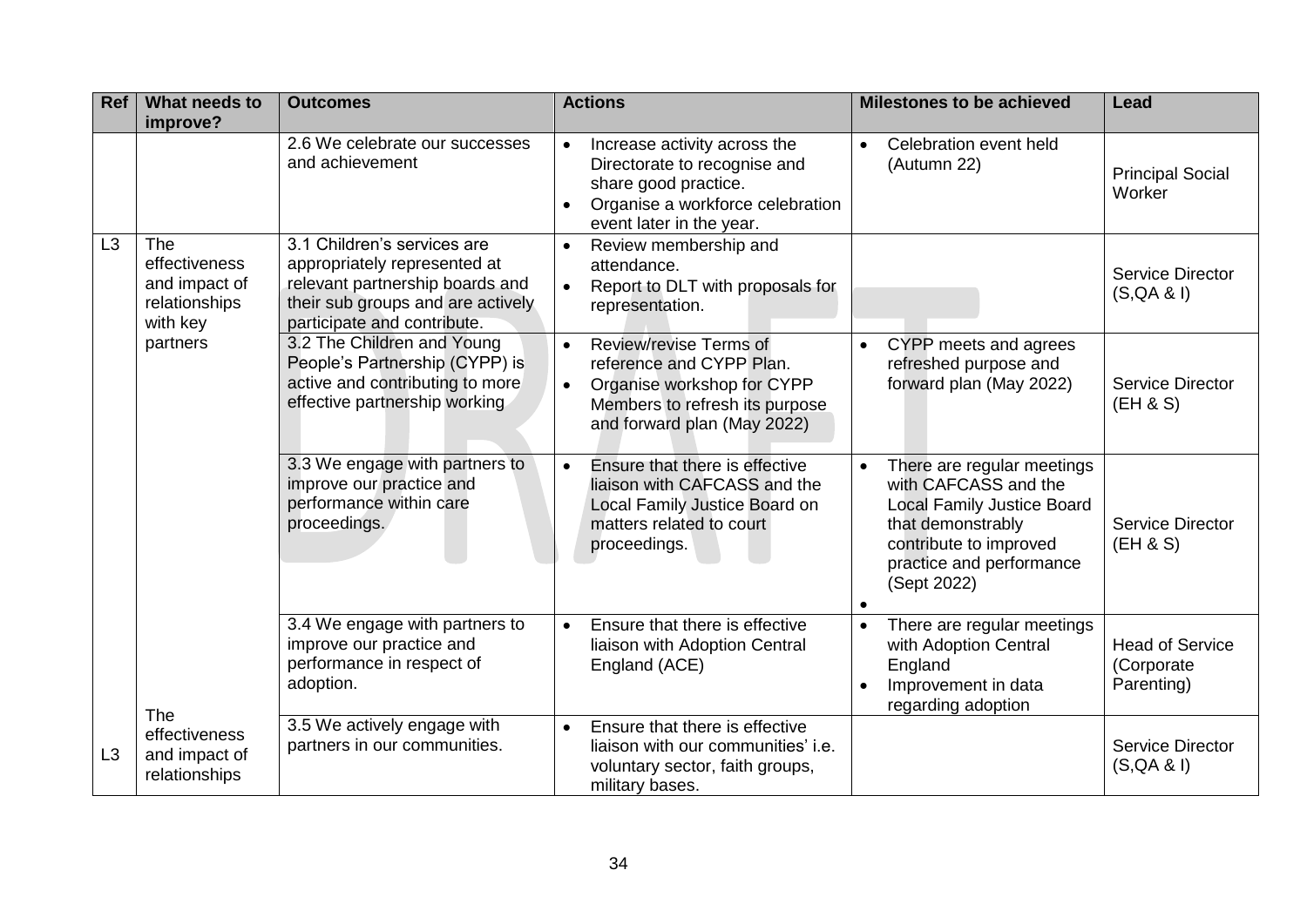| Ref | What needs to improve? | Outcomes | Actions | Milestones to be achieved | Lead |
|---|---|---|---|---|---|
| | | 2.6 We celebrate our successes and achievement | • Increase activity across the Directorate to recognise and share good practice.<br>• Organise a workforce celebration event later in the year. | • Celebration event held (Autumn 22) | Principal Social Worker |
| L3 | The effectiveness and impact of relationships with key partners | 3.1 Children's services are appropriately represented at relevant partnership boards and their sub groups and are actively participate and contribute. | • Review membership and attendance.<br>• Report to DLT with proposals for representation. | | Service Director (S,QA & I) |
| | | 3.2 The Children and Young People's Partnership (CYPP) is active and contributing to more effective partnership working | • Review/revise Terms of reference and CYPP Plan.<br>• Organise workshop for CYPP Members to refresh its purpose and forward plan (May 2022) | • CYPP meets and agrees refreshed purpose and forward plan (May 2022) | Service Director (EH & S) |
| | | 3.3 We engage with partners to improve our practice and performance within care proceedings. | • Ensure that there is effective liaison with CAFCASS and the Local Family Justice Board on matters related to court proceedings. | • There are regular meetings with CAFCASS and the Local Family Justice Board that demonstrably contribute to improved practice and performance (Sept 2022)<br>• | Service Director (EH & S) |
| | | 3.4 We engage with partners to improve our practice and performance in respect of adoption. | • Ensure that there is effective liaison with Adoption Central England (ACE) | • There are regular meetings with Adoption Central England<br>• Improvement in data regarding adoption | Head of Service (Corporate Parenting) |
| L3 | The effectiveness and impact of relationships | 3.5 We actively engage with partners in our communities. | • Ensure that there is effective liaison with our communities' i.e. voluntary sector, faith groups, military bases. | | Service Director (S,QA & I) |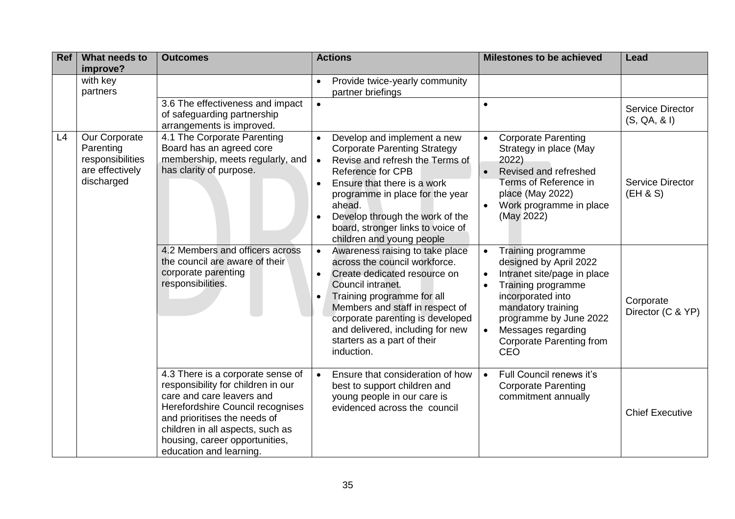| Ref | What needs to improve? | Outcomes | Actions | Milestones to be achieved | Lead |
|---|---|---|---|---|---|
| | with key partners | | • Provide twice-yearly community partner briefings | | |
| | | 3.6 The effectiveness and impact of safeguarding partnership arrangements is improved. | • | • | Service Director (S, QA, & I) |
| L4 | Our Corporate Parenting responsibilities are effectively discharged | 4.1 The Corporate Parenting Board has an agreed core membership, meets regularly, and has clarity of purpose. | • Develop and implement a new Corporate Parenting Strategy<br>• Revise and refresh the Terms of Reference for CPB<br>• Ensure that there is a work programme in place for the year ahead.<br>• Develop through the work of the board, stronger links to voice of children and young people | • Corporate Parenting Strategy in place (May 2022)<br>• Revised and refreshed Terms of Reference in place (May 2022)<br>• Work programme in place (May 2022) | Service Director (EH & S) |
| | | 4.2 Members and officers across the council are aware of their corporate parenting responsibilities. | • Awareness raising to take place across the council workforce.<br>• Create dedicated resource on Council intranet.<br>• Training programme for all Members and staff in respect of corporate parenting is developed and delivered, including for new starters as a part of their induction. | • Training programme designed by April 2022<br>• Intranet site/page in place<br>• Training programme incorporated into mandatory training programme by June 2022<br>• Messages regarding Corporate Parenting from CEO | Corporate Director (C & YP) |
| | | 4.3 There is a corporate sense of responsibility for children in our care and care leavers and Herefordshire Council recognises and prioritises the needs of children in all aspects, such as housing, career opportunities, education and learning. | • Ensure that consideration of how best to support children and young people in our care is evidenced across the council | • Full Council renews it's Corporate Parenting commitment annually | Chief Executive |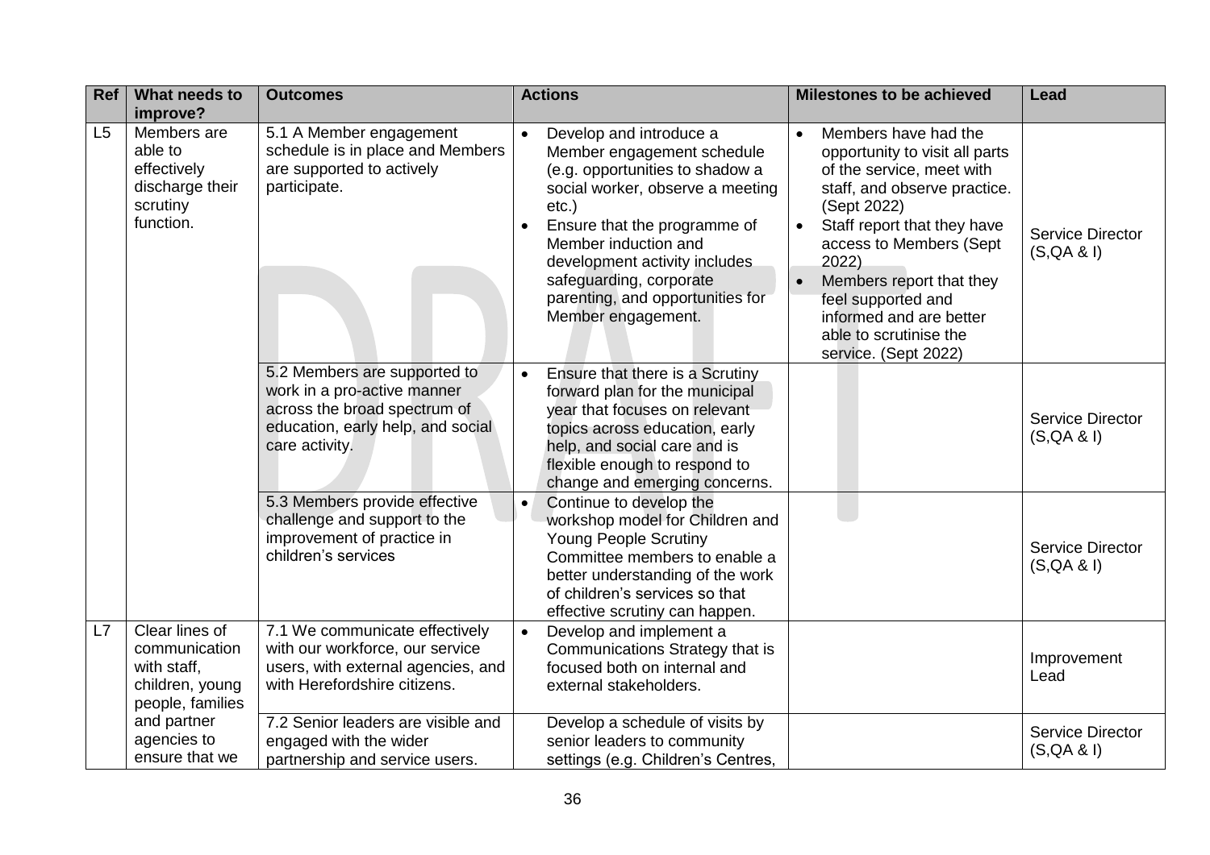| Ref | What needs to improve? | Outcomes | Actions | Milestones to be achieved | Lead |
|---|---|---|---|---|---|
| L5 | Members are able to effectively discharge their scrutiny function. | 5.1 A Member engagement schedule is in place and Members are supported to actively participate. | • Develop and introduce a Member engagement schedule (e.g. opportunities to shadow a social worker, observe a meeting etc.)<br>• Ensure that the programme of Member induction and development activity includes safeguarding, corporate parenting, and opportunities for Member engagement. | • Members have had the opportunity to visit all parts of the service, meet with staff, and observe practice. (Sept 2022)<br>• Staff report that they have access to Members (Sept 2022)<br>• Members report that they feel supported and informed and are better able to scrutinise the service. (Sept 2022) | Service Director (S,QA & I) |
| | | 5.2 Members are supported to work in a pro-active manner across the broad spectrum of education, early help, and social care activity. | • Ensure that there is a Scrutiny forward plan for the municipal year that focuses on relevant topics across education, early help, and social care and is flexible enough to respond to change and emerging concerns. | | Service Director (S,QA & I) |
| | | 5.3 Members provide effective challenge and support to the improvement of practice in children's services | • Continue to develop the workshop model for Children and Young People Scrutiny Committee members to enable a better understanding of the work of children's services so that effective scrutiny can happen. | | Service Director (S,QA & I) |
| L7 | Clear lines of communication with staff, children, young people, families and partner agencies to ensure that we | 7.1 We communicate effectively with our workforce, our service users, with external agencies, and with Herefordshire citizens. | • Develop and implement a Communications Strategy that is focused both on internal and external stakeholders. | | Improvement Lead |
| | | 7.2 Senior leaders are visible and engaged with the wider partnership and service users. | Develop a schedule of visits by senior leaders to community settings (e.g. Children's Centres, | | Service Director (S,QA & I) |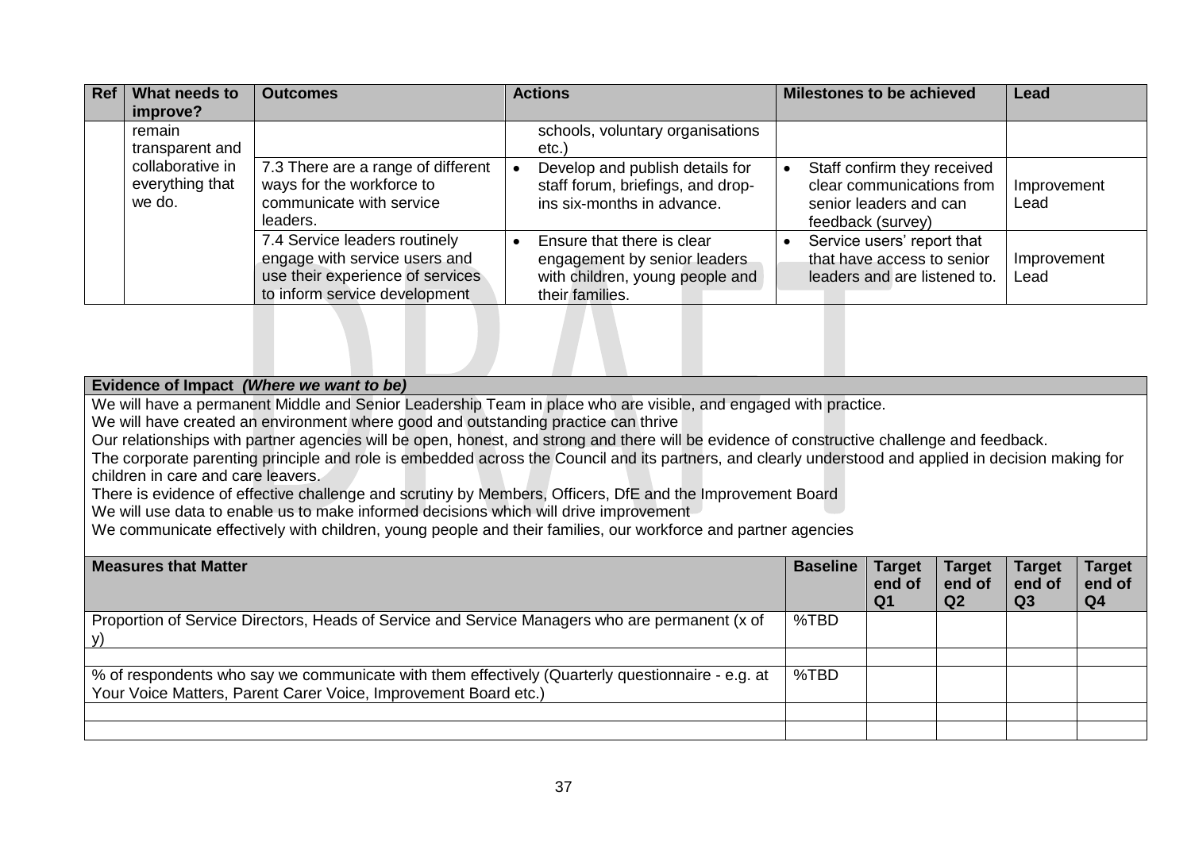| Ref | What needs to improve? | Outcomes | Actions | Milestones to be achieved | Lead |
|---|---|---|---|---|---|
| | remain transparent and collaborative in everything that we do. | | schools, voluntary organisations etc.) | | |
| | | 7.3 There are a range of different ways for the workforce to communicate with service leaders. | • Develop and publish details for staff forum, briefings, and drop-ins six-months in advance. | • Staff confirm they received clear communications from senior leaders and can feedback (survey) | Improvement Lead |
| | | 7.4 Service leaders routinely engage with service users and use their experience of services to inform service development | • Ensure that there is clear engagement by senior leaders with children, young people and their families. | • Service users' report that have access to senior leaders and are listened to. | Improvement Lead |

**Evidence of Impact** ***(Where we want to be)***

We will have a permanent Middle and Senior Leadership Team in place who are visible, and engaged with practice.
We will have created an environment where good and outstanding practice can thrive
Our relationships with partner agencies will be open, honest, and strong and there will be evidence of constructive challenge and feedback.
The corporate parenting principle and role is embedded across the Council and its partners, and clearly understood and applied in decision making for children in care and care leavers.
There is evidence of effective challenge and scrutiny by Members, Officers, DfE and the Improvement Board
We will use data to enable us to make informed decisions which will drive improvement
We communicate effectively with children, young people and their families, our workforce and partner agencies

| Measures that Matter | Baseline | Target end of Q1 | Target end of Q2 | Target end of Q3 | Target end of Q4 |
|---|---|---|---|---|---|
| Proportion of Service Directors, Heads of Service and Service Managers who are permanent (x of y) | %TBD | | | | |
| | | | | | |
| % of respondents who say we communicate with them effectively (Quarterly questionnaire - e.g. at Your Voice Matters, Parent Carer Voice, Improvement Board etc.) | %TBD | | | | |
| | | | | | |
| | | | | | |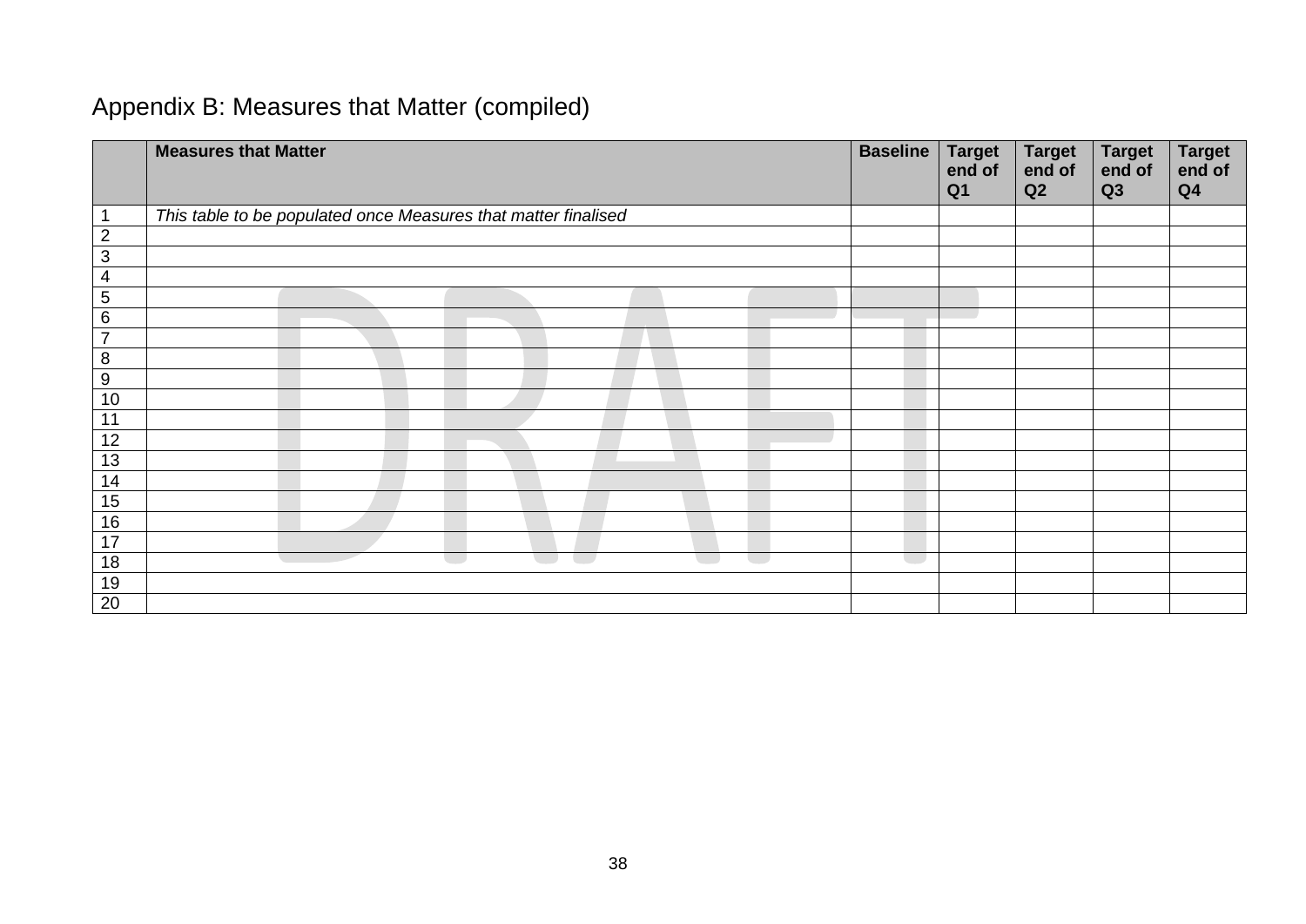## Appendix B: Measures that Matter (compiled)

| | **Measures that Matter** | **Baseline** | **Target end of Q1** | **Target end of Q2** | **Target end of Q3** | **Target end of Q4** |
|---|---|---|---|---|---|---|
| 1 | *This table to be populated once Measures that matter finalised* | | | | | |
| 2 | | | | | | |
| 3 | | | | | | |
| 4 | | | | | | |
| 5 | | | | | | |
| 6 | | | | | | |
| 7 | | | | | | |
| 8 | | | | | | |
| 9 | | | | | | |
| 10 | | | | | | |
| 11 | | | | | | |
| 12 | | | | | | |
| 13 | | | | | | |
| 14 | | | | | | |
| 15 | | | | | | |
| 16 | | | | | | |
| 17 | | | | | | |
| 18 | | | | | | |
| 19 | | | | | | |
| 20 | | | | | | |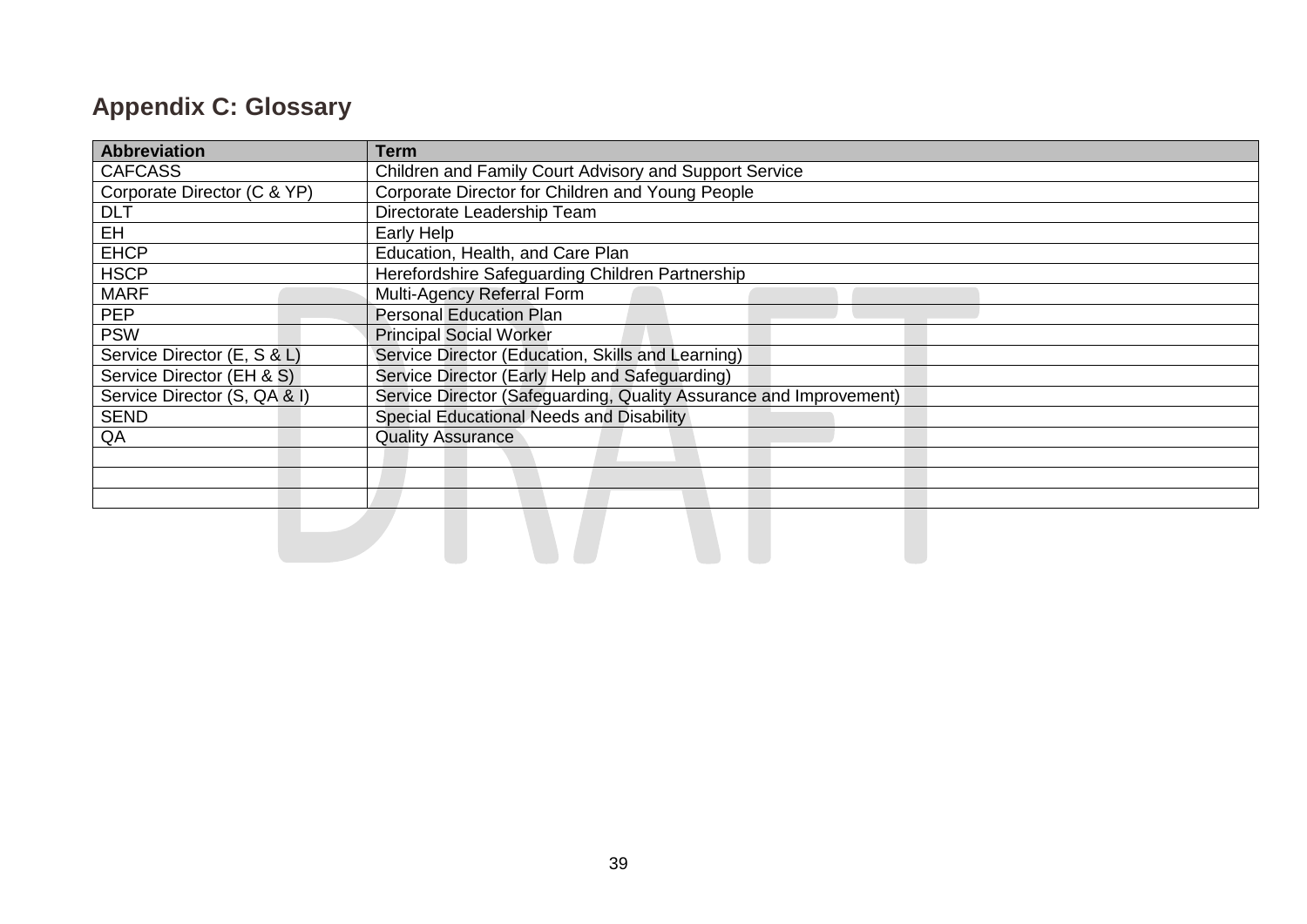## Appendix C: Glossary

| Abbreviation | Term |
|---|---|
| CAFCASS | Children and Family Court Advisory and Support Service |
| Corporate Director (C & YP) | Corporate Director for Children and Young People |
| DLT | Directorate Leadership Team |
| EH | Early Help |
| EHCP | Education, Health, and Care Plan |
| HSCP | Herefordshire Safeguarding Children Partnership |
| MARF | Multi-Agency Referral Form |
| PEP | Personal Education Plan |
| PSW | Principal Social Worker |
| Service Director (E, S & L) | Service Director (Education, Skills and Learning) |
| Service Director (EH & S) | Service Director (Early Help and Safeguarding) |
| Service Director (S, QA & I) | Service Director (Safeguarding, Quality Assurance and Improvement) |
| SEND | Special Educational Needs and Disability |
| QA | Quality Assurance |
| | |
| | |
| | |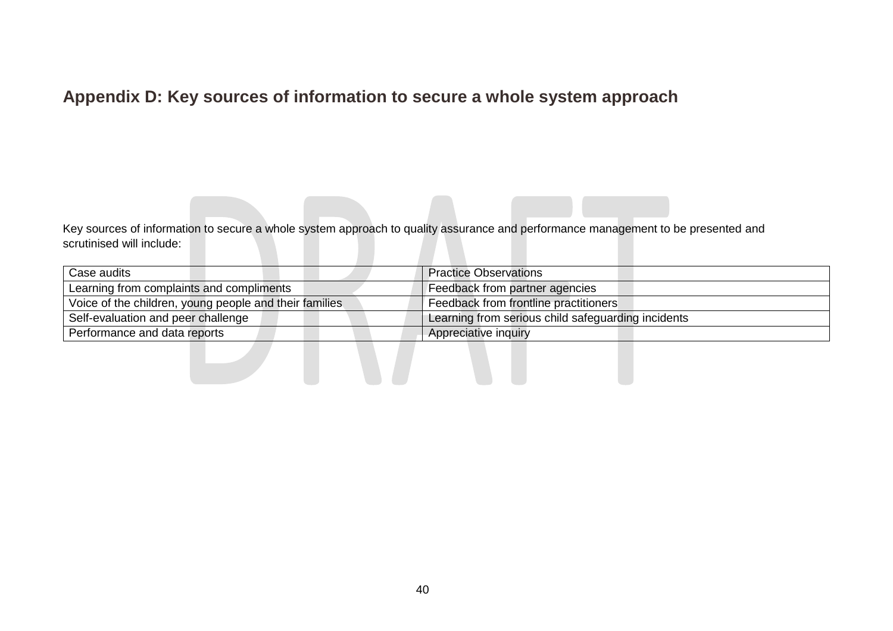## Appendix D: Key sources of information to secure a whole system approach

Key sources of information to secure a whole system approach to quality assurance and performance management to be presented and scrutinised will include:

| | |
|---|---|
| Case audits | Practice Observations |
| Learning from complaints and compliments | Feedback from partner agencies |
| Voice of the children, young people and their families | Feedback from frontline practitioners |
| Self-evaluation and peer challenge | Learning from serious child safeguarding incidents |
| Performance and data reports | Appreciative inquiry |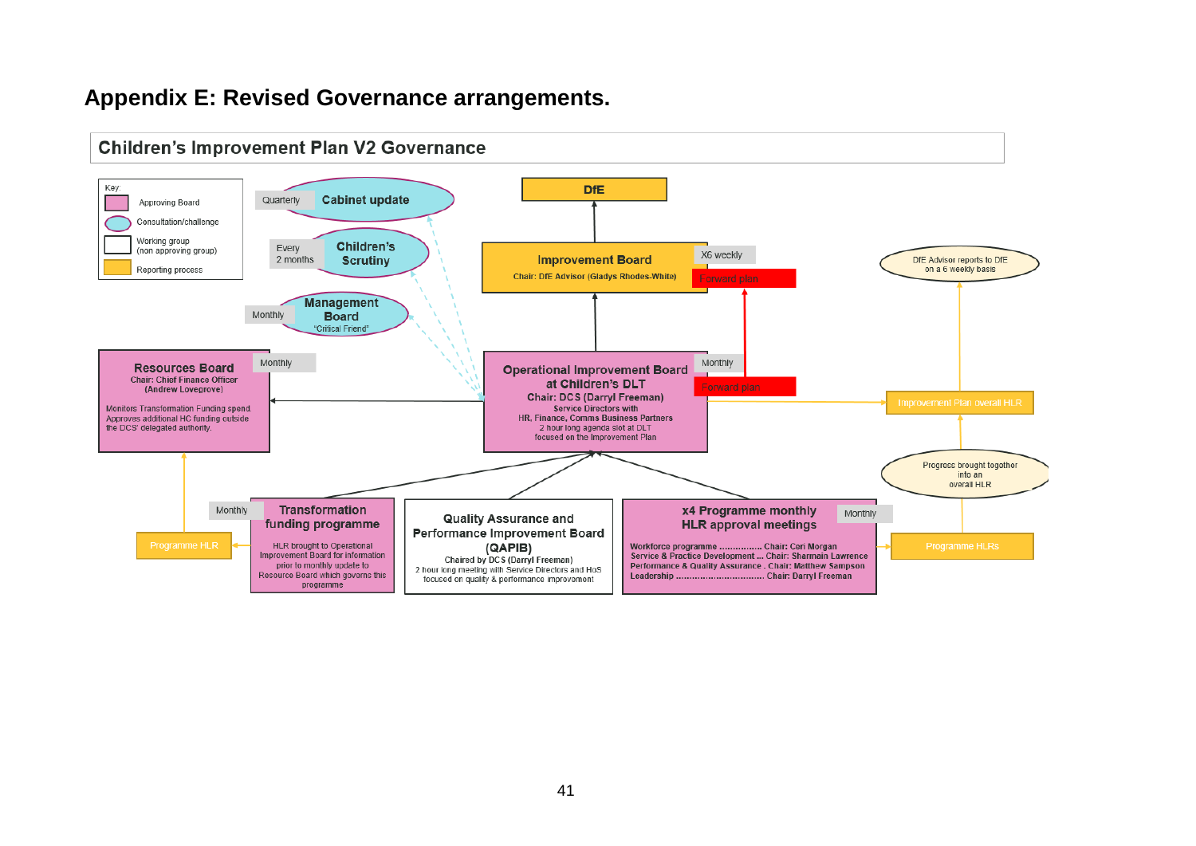# Appendix E: Revised Governance arrangements.

## Children's Improvement Plan V2 Governance

Key:
- Approving Board
- Consultation/challenge
- Working group (non approving group)
- Reporting process

Quarterly — **Cabinet update**

Every 2 months — **Children's Scrutiny**

Monthly — **Management Board** "Critical Friend"

**DfE**

**Improvement Board**
Chair: DfE Advisor (Gladys Rhodes-White)

X6 weekly

Forward plan

DfE Advisor reports to DfE on a 6 weekly basis

**Resources Board**
Chair: Chief Finance Officer (Andrew Lovegrove)

Monitors Transformation Funding spend. Approves additional HC funding outside the DCS' delegated authority.

Monthly

**Operational Improvement Board at Children's DLT**
Chair: DCS (Darryl Freeman)
Service Directors with HR, Finance, Comms Business Partners
2 hour long agenda slot at DLT focused on the Improvement Plan

Monthly

Forward plan

Improvement Plan overall HLR

Progress brought together into an overall HLR

Monthly — **Transformation funding programme**

HLR brought to Operational Improvement Board for information prior to monthly update to Resource Board which governs this programme

Programme HLR

**Quality Assurance and Performance Improvement Board (QAPIB)**
Chaired by DCS (Darryl Freeman)
2 hour long meeting with Service Directors and HoS focused on quality & performance improvement

**x4 Programme monthly HLR approval meetings**

Monthly

Workforce programme ............... Chair: Cori Morgan
Service & Practice Development ... Chair: Sharmain Lawrence
Performance & Quality Assurance . Chair: Matthew Sampson
Leadership ................................. Chair: Darryl Freeman

Programme HLRs